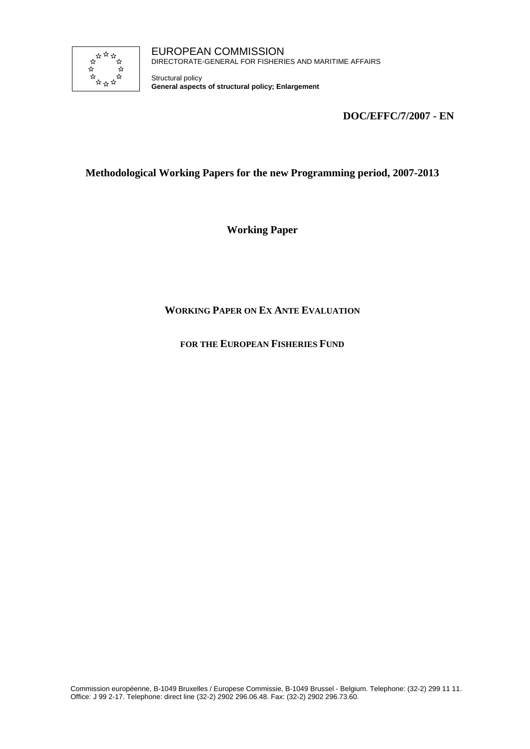EUROPEAN COMMISSION
DIRECTORATE-GENERAL FOR FISHERIES AND MARITIME AFFAIRS

Structural policy
**General aspects of structural policy; Enlargement**

**DOC/EFFC/7/2007 - EN**

# Methodological Working Papers for the new Programming period, 2007-2013

## Working Paper

## WORKING PAPER ON EX ANTE EVALUATION

## FOR THE EUROPEAN FISHERIES FUND

Commission européenne, B-1049 Bruxelles / Europese Commissie, B-1049 Brussel - Belgium. Telephone: (32-2) 299 11 11.
Office: J 99 2-17. Telephone: direct line (32-2) 2902 296.06.48. Fax: (32-2) 2902 296.73.60.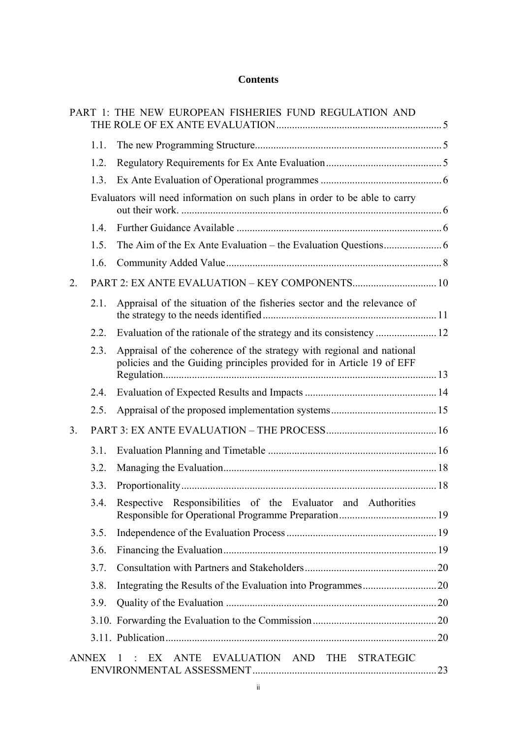**Contents**

PART 1: THE NEW EUROPEAN FISHERIES FUND REGULATION AND THE ROLE OF EX ANTE EVALUATION ........ 5

1.1. The new Programming Structure ........ 5

1.2. Regulatory Requirements for Ex Ante Evaluation ........ 5

1.3. Ex Ante Evaluation of Operational programmes ........ 6

Evaluators will need information on such plans in order to be able to carry out their work. ........ 6

1.4. Further Guidance Available ........ 6

1.5. The Aim of the Ex Ante Evaluation – the Evaluation Questions ........ 6

1.6. Community Added Value ........ 8

2. PART 2: EX ANTE EVALUATION – KEY COMPONENTS ........ 10

2.1. Appraisal of the situation of the fisheries sector and the relevance of the strategy to the needs identified ........ 11

2.2. Evaluation of the rationale of the strategy and its consistency ........ 12

2.3. Appraisal of the coherence of the strategy with regional and national policies and the Guiding principles provided for in Article 19 of EFF Regulation ........ 13

2.4. Evaluation of Expected Results and Impacts ........ 14

2.5. Appraisal of the proposed implementation systems ........ 15

3. PART 3: EX ANTE EVALUATION – THE PROCESS ........ 16

3.1. Evaluation Planning and Timetable ........ 16

3.2. Managing the Evaluation ........ 18

3.3. Proportionality ........ 18

3.4. Respective Responsibilities of the Evaluator and Authorities Responsible for Operational Programme Preparation ........ 19

3.5. Independence of the Evaluation Process ........ 19

3.6. Financing the Evaluation ........ 19

3.7. Consultation with Partners and Stakeholders ........ 20

3.8. Integrating the Results of the Evaluation into Programmes ........ 20

3.9. Quality of the Evaluation ........ 20

3.10. Forwarding the Evaluation to the Commission ........ 20

3.11. Publication ........ 20

ANNEX 1 : EX ANTE EVALUATION AND THE STRATEGIC ENVIRONMENTAL ASSESSMENT ........ 23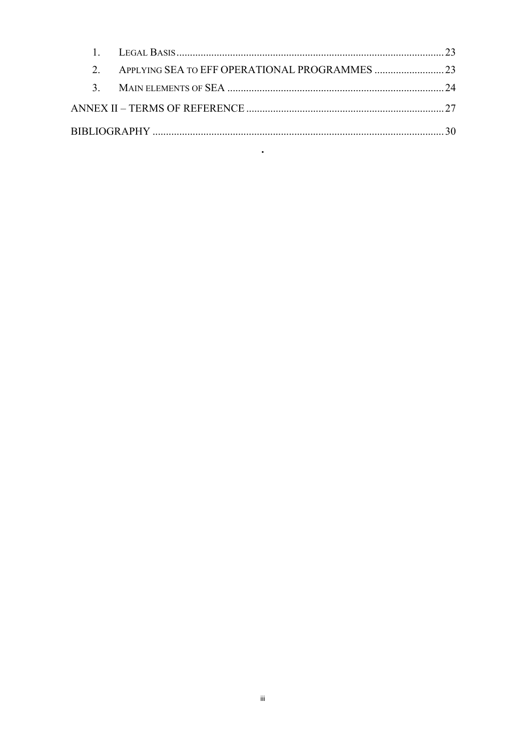1. LEGAL BASIS .......... 23
2. APPLYING SEA TO EFF OPERATIONAL PROGRAMMES .......... 23
3. MAIN ELEMENTS OF SEA .......... 24

ANNEX II – TERMS OF REFERENCE .......... 27

BIBLIOGRAPHY .......... 30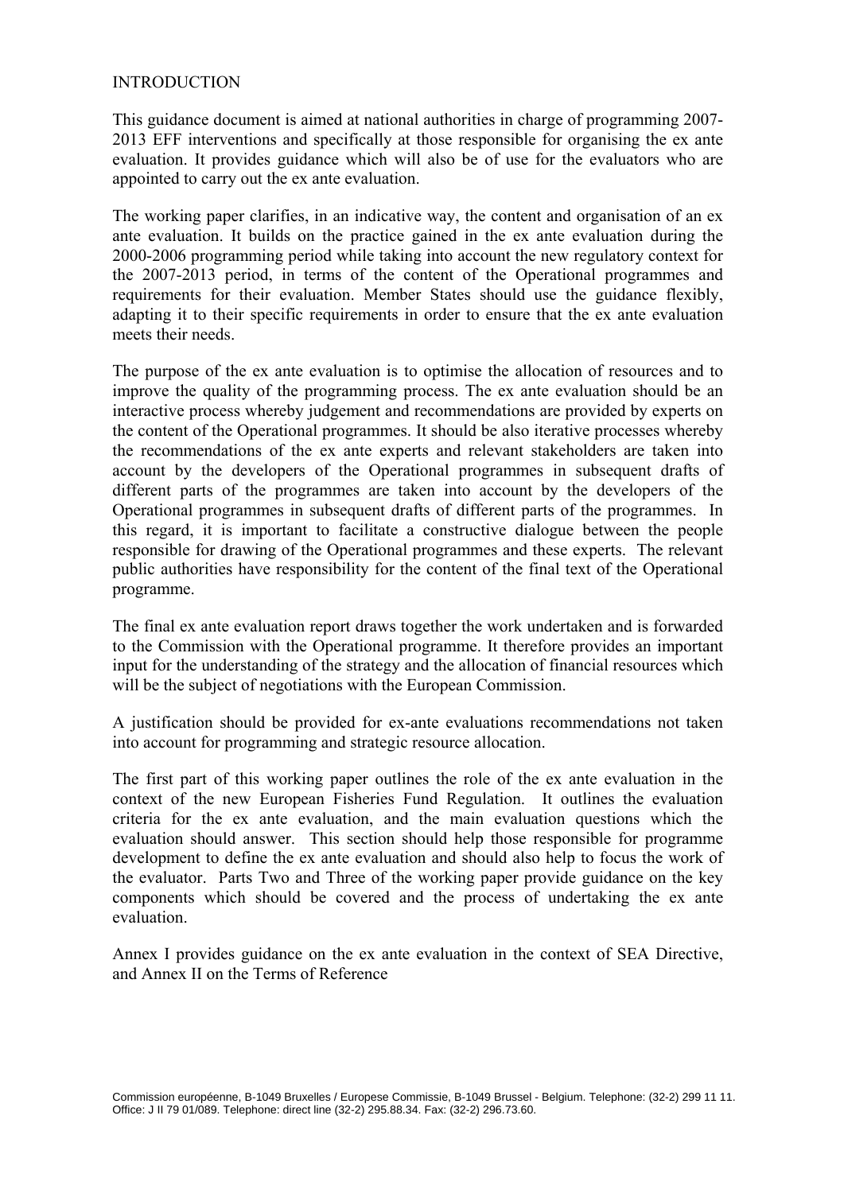# INTRODUCTION

This guidance document is aimed at national authorities in charge of programming 2007-2013 EFF interventions and specifically at those responsible for organising the ex ante evaluation. It provides guidance which will also be of use for the evaluators who are appointed to carry out the ex ante evaluation.

The working paper clarifies, in an indicative way, the content and organisation of an ex ante evaluation. It builds on the practice gained in the ex ante evaluation during the 2000-2006 programming period while taking into account the new regulatory context for the 2007-2013 period, in terms of the content of the Operational programmes and requirements for their evaluation. Member States should use the guidance flexibly, adapting it to their specific requirements in order to ensure that the ex ante evaluation meets their needs.

The purpose of the ex ante evaluation is to optimise the allocation of resources and to improve the quality of the programming process. The ex ante evaluation should be an interactive process whereby judgement and recommendations are provided by experts on the content of the Operational programmes. It should be also iterative processes whereby the recommendations of the ex ante experts and relevant stakeholders are taken into account by the developers of the Operational programmes in subsequent drafts of different parts of the programmes are taken into account by the developers of the Operational programmes in subsequent drafts of different parts of the programmes. In this regard, it is important to facilitate a constructive dialogue between the people responsible for drawing of the Operational programmes and these experts. The relevant public authorities have responsibility for the content of the final text of the Operational programme.

The final ex ante evaluation report draws together the work undertaken and is forwarded to the Commission with the Operational programme. It therefore provides an important input for the understanding of the strategy and the allocation of financial resources which will be the subject of negotiations with the European Commission.

A justification should be provided for ex-ante evaluations recommendations not taken into account for programming and strategic resource allocation.

The first part of this working paper outlines the role of the ex ante evaluation in the context of the new European Fisheries Fund Regulation. It outlines the evaluation criteria for the ex ante evaluation, and the main evaluation questions which the evaluation should answer. This section should help those responsible for programme development to define the ex ante evaluation and should also help to focus the work of the evaluator. Parts Two and Three of the working paper provide guidance on the key components which should be covered and the process of undertaking the ex ante evaluation.

Annex I provides guidance on the ex ante evaluation in the context of SEA Directive, and Annex II on the Terms of Reference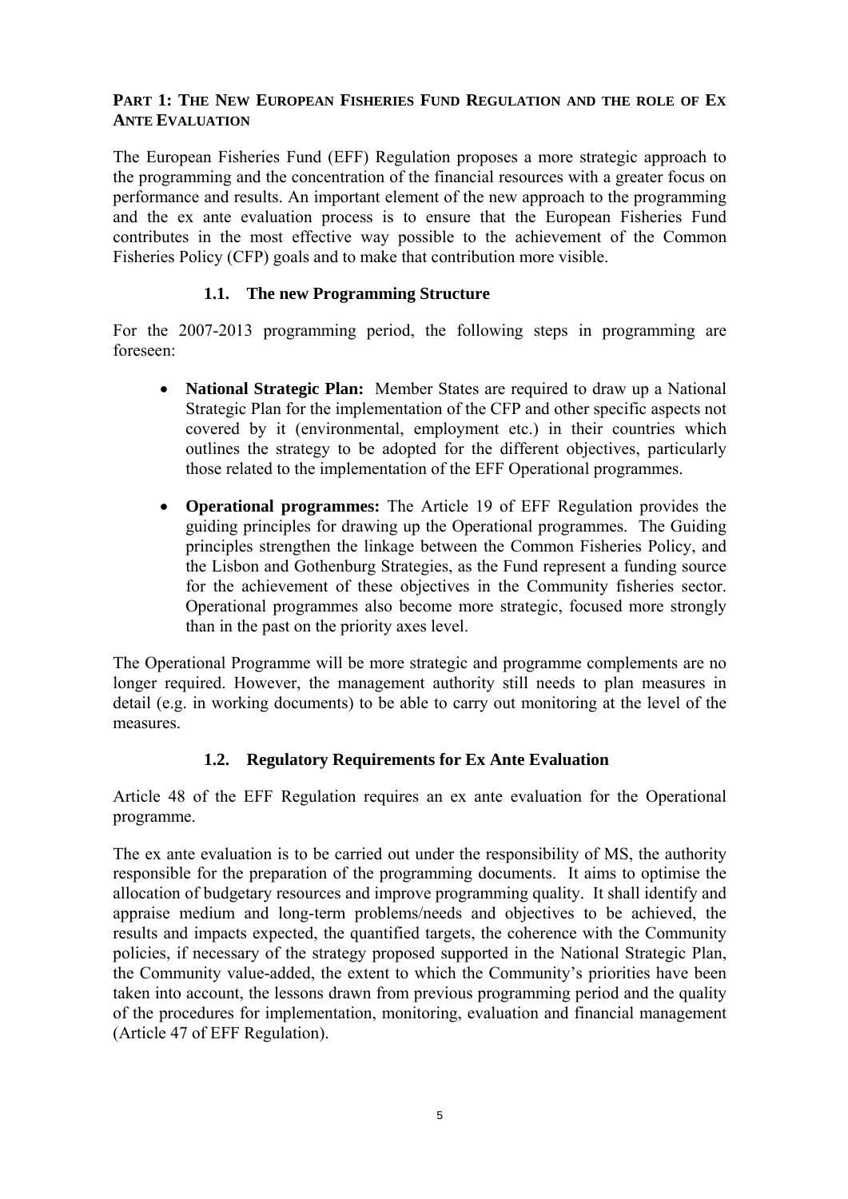## PART 1: THE NEW EUROPEAN FISHERIES FUND REGULATION AND THE ROLE OF EX ANTE EVALUATION

The European Fisheries Fund (EFF) Regulation proposes a more strategic approach to the programming and the concentration of the financial resources with a greater focus on performance and results. An important element of the new approach to the programming and the ex ante evaluation process is to ensure that the European Fisheries Fund contributes in the most effective way possible to the achievement of the Common Fisheries Policy (CFP) goals and to make that contribution more visible.

### 1.1. The new Programming Structure

For the 2007-2013 programming period, the following steps in programming are foreseen:

- **National Strategic Plan:** Member States are required to draw up a National Strategic Plan for the implementation of the CFP and other specific aspects not covered by it (environmental, employment etc.) in their countries which outlines the strategy to be adopted for the different objectives, particularly those related to the implementation of the EFF Operational programmes.

- **Operational programmes:** The Article 19 of EFF Regulation provides the guiding principles for drawing up the Operational programmes. The Guiding principles strengthen the linkage between the Common Fisheries Policy, and the Lisbon and Gothenburg Strategies, as the Fund represent a funding source for the achievement of these objectives in the Community fisheries sector. Operational programmes also become more strategic, focused more strongly than in the past on the priority axes level.

The Operational Programme will be more strategic and programme complements are no longer required. However, the management authority still needs to plan measures in detail (e.g. in working documents) to be able to carry out monitoring at the level of the measures.

### 1.2. Regulatory Requirements for Ex Ante Evaluation

Article 48 of the EFF Regulation requires an ex ante evaluation for the Operational programme.

The ex ante evaluation is to be carried out under the responsibility of MS, the authority responsible for the preparation of the programming documents. It aims to optimise the allocation of budgetary resources and improve programming quality. It shall identify and appraise medium and long-term problems/needs and objectives to be achieved, the results and impacts expected, the quantified targets, the coherence with the Community policies, if necessary of the strategy proposed supported in the National Strategic Plan, the Community value-added, the extent to which the Community's priorities have been taken into account, the lessons drawn from previous programming period and the quality of the procedures for implementation, monitoring, evaluation and financial management (Article 47 of EFF Regulation).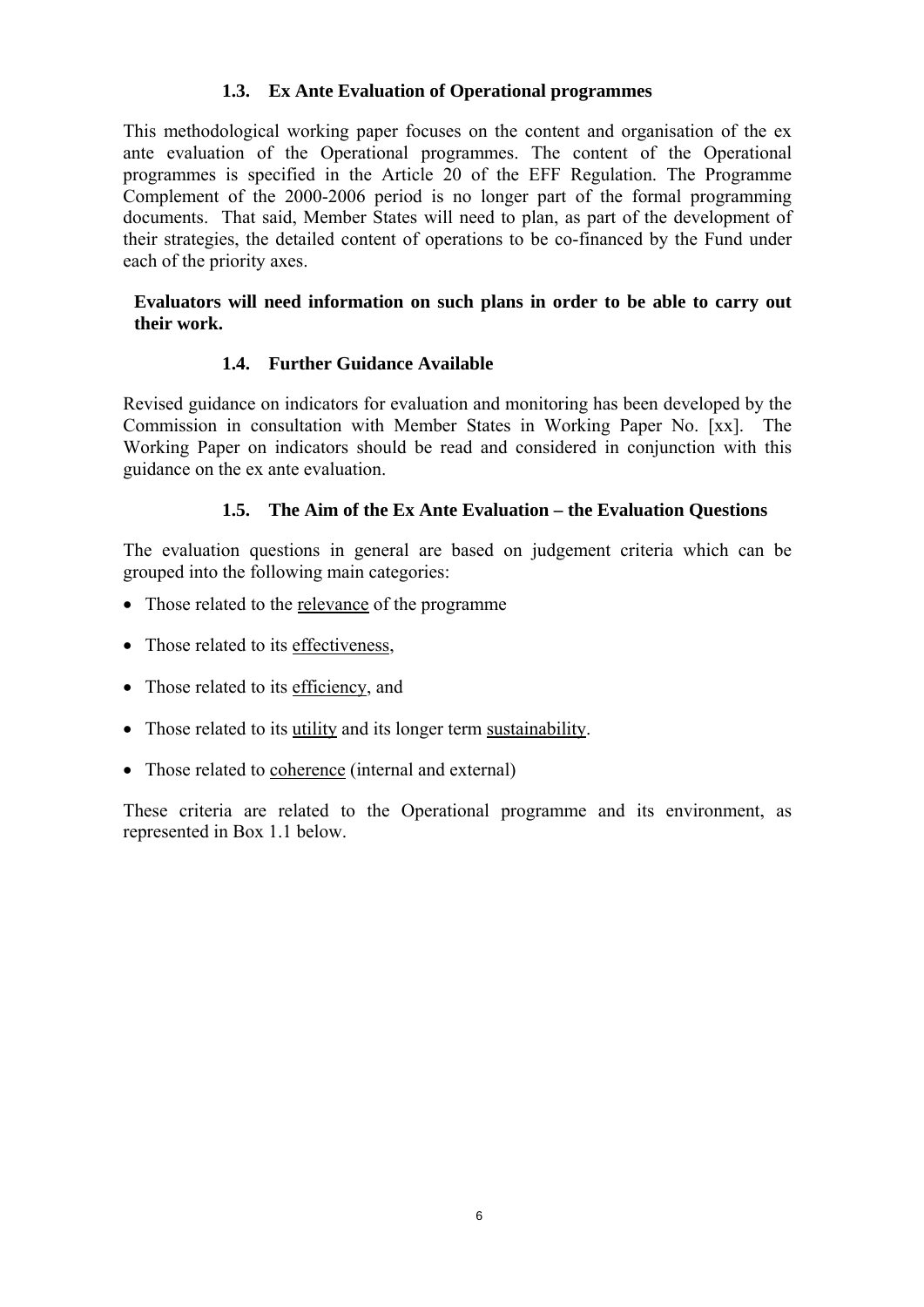### 1.3. Ex Ante Evaluation of Operational programmes

This methodological working paper focuses on the content and organisation of the ex ante evaluation of the Operational programmes. The content of the Operational programmes is specified in the Article 20 of the EFF Regulation. The Programme Complement of the 2000-2006 period is no longer part of the formal programming documents. That said, Member States will need to plan, as part of the development of their strategies, the detailed content of operations to be co-financed by the Fund under each of the priority axes.

**Evaluators will need information on such plans in order to be able to carry out their work.**

### 1.4. Further Guidance Available

Revised guidance on indicators for evaluation and monitoring has been developed by the Commission in consultation with Member States in Working Paper No. [xx]. The Working Paper on indicators should be read and considered in conjunction with this guidance on the ex ante evaluation.

### 1.5. The Aim of the Ex Ante Evaluation – the Evaluation Questions

The evaluation questions in general are based on judgement criteria which can be grouped into the following main categories:

- Those related to the <u>relevance</u> of the programme
- Those related to its <u>effectiveness</u>,
- Those related to its <u>efficiency</u>, and
- Those related to its <u>utility</u> and its longer term <u>sustainability</u>.
- Those related to <u>coherence</u> (internal and external)

These criteria are related to the Operational programme and its environment, as represented in Box 1.1 below.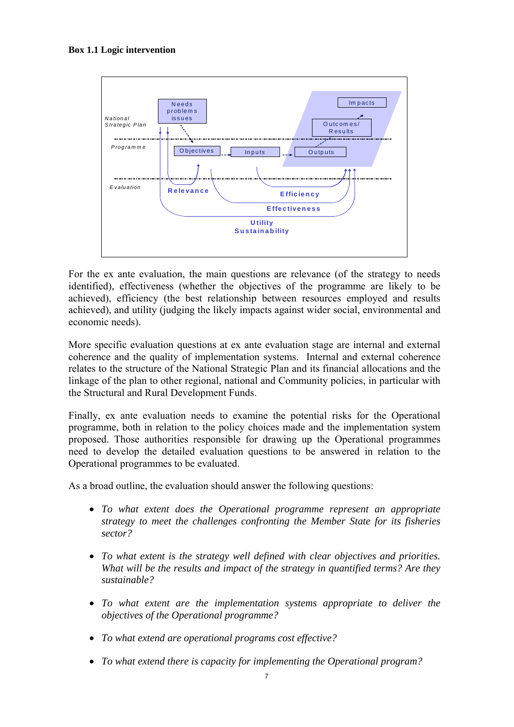**Box 1.1 Logic intervention**

For the ex ante evaluation, the main questions are relevance (of the strategy to needs identified), effectiveness (whether the objectives of the programme are likely to be achieved), efficiency (the best relationship between resources employed and results achieved), and utility (judging the likely impacts against wider social, environmental and economic needs).

More specific evaluation questions at ex ante evaluation stage are internal and external coherence and the quality of implementation systems. Internal and external coherence relates to the structure of the National Strategic Plan and its financial allocations and the linkage of the plan to other regional, national and Community policies, in particular with the Structural and Rural Development Funds.

Finally, ex ante evaluation needs to examine the potential risks for the Operational programme, both in relation to the policy choices made and the implementation system proposed. Those authorities responsible for drawing up the Operational programmes need to develop the detailed evaluation questions to be answered in relation to the Operational programmes to be evaluated.

As a broad outline, the evaluation should answer the following questions:

- *To what extent does the Operational programme represent an appropriate strategy to meet the challenges confronting the Member State for its fisheries sector?*
- *To what extent is the strategy well defined with clear objectives and priorities. What will be the results and impact of the strategy in quantified terms? Are they sustainable?*
- *To what extent are the implementation systems appropriate to deliver the objectives of the Operational programme?*
- *To what extend are operational programs cost effective?*
- *To what extend there is capacity for implementing the Operational program?*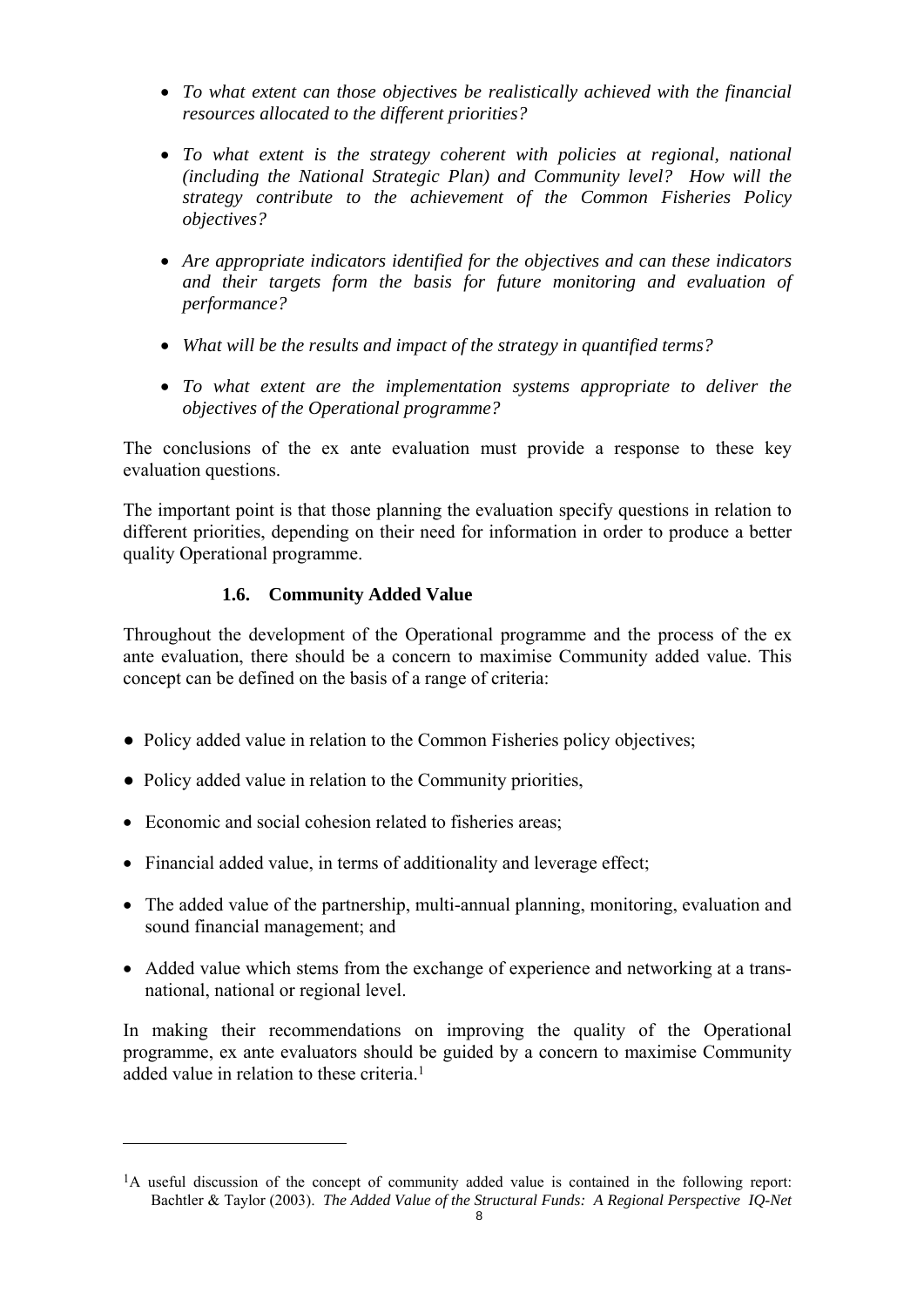- *To what extent can those objectives be realistically achieved with the financial resources allocated to the different priorities?*

- *To what extent is the strategy coherent with policies at regional, national (including the National Strategic Plan) and Community level? How will the strategy contribute to the achievement of the Common Fisheries Policy objectives?*

- *Are appropriate indicators identified for the objectives and can these indicators and their targets form the basis for future monitoring and evaluation of performance?*

- *What will be the results and impact of the strategy in quantified terms?*

- *To what extent are the implementation systems appropriate to deliver the objectives of the Operational programme?*

The conclusions of the ex ante evaluation must provide a response to these key evaluation questions.

The important point is that those planning the evaluation specify questions in relation to different priorities, depending on their need for information in order to produce a better quality Operational programme.

### 1.6. Community Added Value

Throughout the development of the Operational programme and the process of the ex ante evaluation, there should be a concern to maximise Community added value. This concept can be defined on the basis of a range of criteria:

- Policy added value in relation to the Common Fisheries policy objectives;
- Policy added value in relation to the Community priorities,
- Economic and social cohesion related to fisheries areas;
- Financial added value, in terms of additionality and leverage effect;
- The added value of the partnership, multi-annual planning, monitoring, evaluation and sound financial management; and
- Added value which stems from the exchange of experience and networking at a trans-national, national or regional level.

In making their recommendations on improving the quality of the Operational programme, ex ante evaluators should be guided by a concern to maximise Community added value in relation to these criteria.[1]

[1] A useful discussion of the concept of community added value is contained in the following report: Bachtler & Taylor (2003). *The Added Value of the Structural Funds: A Regional Perspective IQ-Net*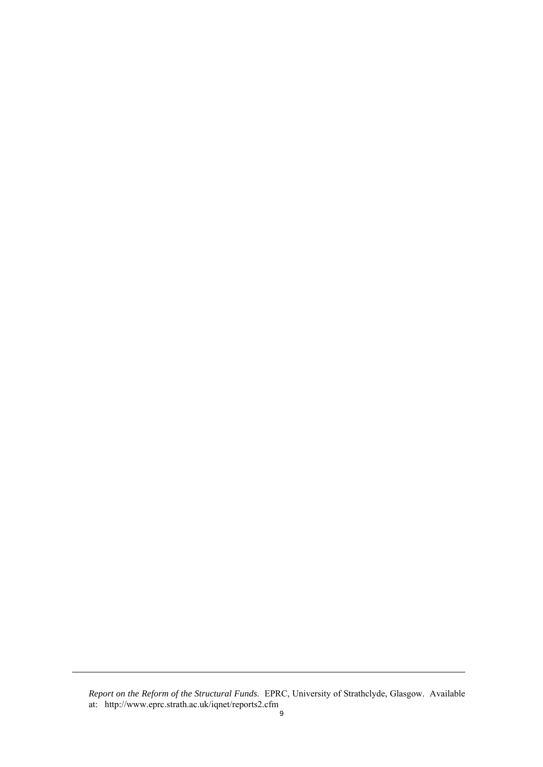*Report on the Reform of the Structural Funds*. EPRC, University of Strathclyde, Glasgow. Available at: http://www.eprc.strath.ac.uk/iqnet/reports2.cfm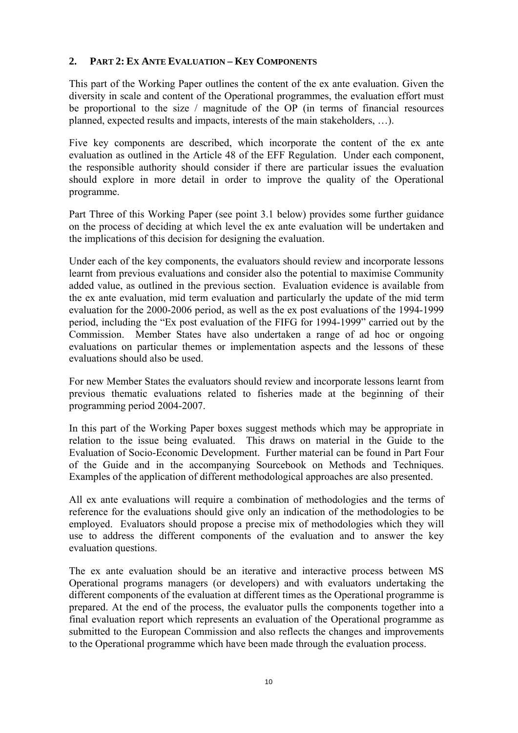## 2. Part 2: Ex Ante Evaluation – Key Components

This part of the Working Paper outlines the content of the ex ante evaluation. Given the diversity in scale and content of the Operational programmes, the evaluation effort must be proportional to the size / magnitude of the OP (in terms of financial resources planned, expected results and impacts, interests of the main stakeholders, …).

Five key components are described, which incorporate the content of the ex ante evaluation as outlined in the Article 48 of the EFF Regulation. Under each component, the responsible authority should consider if there are particular issues the evaluation should explore in more detail in order to improve the quality of the Operational programme.

Part Three of this Working Paper (see point 3.1 below) provides some further guidance on the process of deciding at which level the ex ante evaluation will be undertaken and the implications of this decision for designing the evaluation.

Under each of the key components, the evaluators should review and incorporate lessons learnt from previous evaluations and consider also the potential to maximise Community added value, as outlined in the previous section. Evaluation evidence is available from the ex ante evaluation, mid term evaluation and particularly the update of the mid term evaluation for the 2000-2006 period, as well as the ex post evaluations of the 1994-1999 period, including the "Ex post evaluation of the FIFG for 1994-1999" carried out by the Commission. Member States have also undertaken a range of ad hoc or ongoing evaluations on particular themes or implementation aspects and the lessons of these evaluations should also be used.

For new Member States the evaluators should review and incorporate lessons learnt from previous thematic evaluations related to fisheries made at the beginning of their programming period 2004-2007.

In this part of the Working Paper boxes suggest methods which may be appropriate in relation to the issue being evaluated. This draws on material in the Guide to the Evaluation of Socio-Economic Development. Further material can be found in Part Four of the Guide and in the accompanying Sourcebook on Methods and Techniques. Examples of the application of different methodological approaches are also presented.

All ex ante evaluations will require a combination of methodologies and the terms of reference for the evaluations should give only an indication of the methodologies to be employed. Evaluators should propose a precise mix of methodologies which they will use to address the different components of the evaluation and to answer the key evaluation questions.

The ex ante evaluation should be an iterative and interactive process between MS Operational programs managers (or developers) and with evaluators undertaking the different components of the evaluation at different times as the Operational programme is prepared. At the end of the process, the evaluator pulls the components together into a final evaluation report which represents an evaluation of the Operational programme as submitted to the European Commission and also reflects the changes and improvements to the Operational programme which have been made through the evaluation process.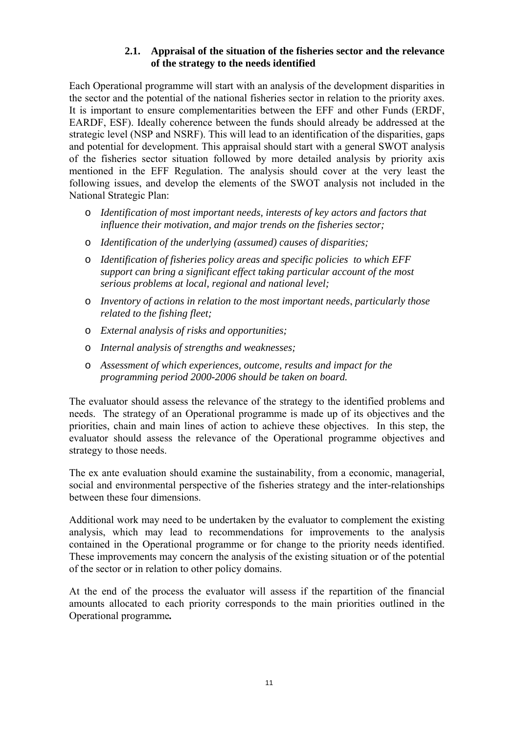### 2.1. Appraisal of the situation of the fisheries sector and the relevance of the strategy to the needs identified

Each Operational programme will start with an analysis of the development disparities in the sector and the potential of the national fisheries sector in relation to the priority axes. It is important to ensure complementarities between the EFF and other Funds (ERDF, EARDF, ESF). Ideally coherence between the funds should already be addressed at the strategic level (NSP and NSRF). This will lead to an identification of the disparities, gaps and potential for development. This appraisal should start with a general SWOT analysis of the fisheries sector situation followed by more detailed analysis by priority axis mentioned in the EFF Regulation. The analysis should cover at the very least the following issues, and develop the elements of the SWOT analysis not included in the National Strategic Plan:

- *Identification of most important needs, interests of key actors and factors that influence their motivation, and major trends on the fisheries sector;*
- *Identification of the underlying (assumed) causes of disparities;*
- *Identification of fisheries policy areas and specific policies to which EFF support can bring a significant effect taking particular account of the most serious problems at local, regional and national level;*
- *Inventory of actions in relation to the most important needs*, *particularly those related to the fishing fleet;*
- *External analysis of risks and opportunities;*
- *Internal analysis of strengths and weaknesses;*
- *Assessment of which experiences, outcome, results and impact for the programming period 2000-2006 should be taken on board.*

The evaluator should assess the relevance of the strategy to the identified problems and needs. The strategy of an Operational programme is made up of its objectives and the priorities, chain and main lines of action to achieve these objectives. In this step, the evaluator should assess the relevance of the Operational programme objectives and strategy to those needs.

The ex ante evaluation should examine the sustainability, from a economic, managerial, social and environmental perspective of the fisheries strategy and the inter-relationships between these four dimensions.

Additional work may need to be undertaken by the evaluator to complement the existing analysis, which may lead to recommendations for improvements to the analysis contained in the Operational programme or for change to the priority needs identified. These improvements may concern the analysis of the existing situation or of the potential of the sector or in relation to other policy domains.

At the end of the process the evaluator will assess if the repartition of the financial amounts allocated to each priority corresponds to the main priorities outlined in the Operational programme*.*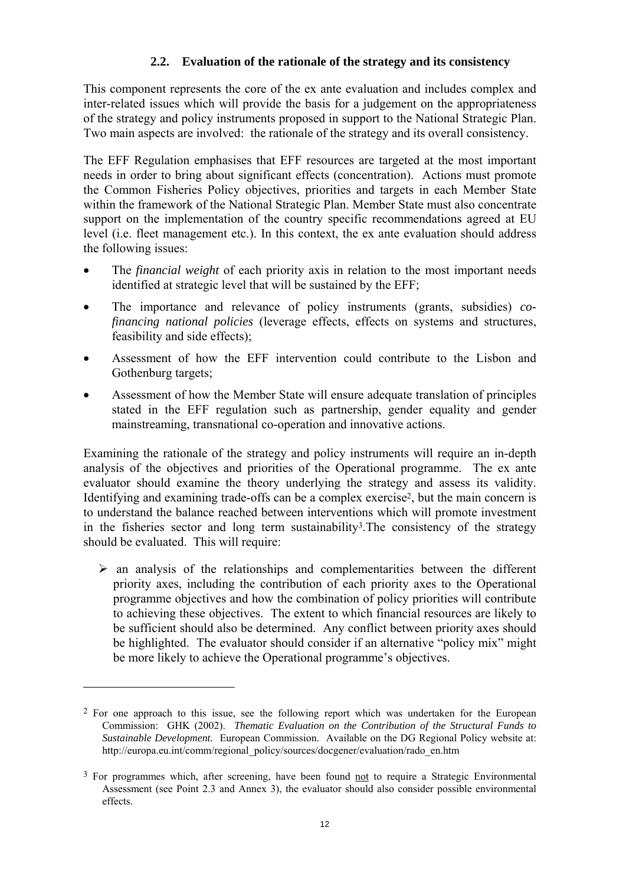### 2.2. Evaluation of the rationale of the strategy and its consistency

This component represents the core of the ex ante evaluation and includes complex and inter-related issues which will provide the basis for a judgement on the appropriateness of the strategy and policy instruments proposed in support to the National Strategic Plan. Two main aspects are involved: the rationale of the strategy and its overall consistency.

The EFF Regulation emphasises that EFF resources are targeted at the most important needs in order to bring about significant effects (concentration). Actions must promote the Common Fisheries Policy objectives, priorities and targets in each Member State within the framework of the National Strategic Plan. Member State must also concentrate support on the implementation of the country specific recommendations agreed at EU level (i.e. fleet management etc.). In this context, the ex ante evaluation should address the following issues:

- The *financial weight* of each priority axis in relation to the most important needs identified at strategic level that will be sustained by the EFF;
- The importance and relevance of policy instruments (grants, subsidies) *co-financing national policies* (leverage effects, effects on systems and structures, feasibility and side effects);
- Assessment of how the EFF intervention could contribute to the Lisbon and Gothenburg targets;
- Assessment of how the Member State will ensure adequate translation of principles stated in the EFF regulation such as partnership, gender equality and gender mainstreaming, transnational co-operation and innovative actions.

Examining the rationale of the strategy and policy instruments will require an in-depth analysis of the objectives and priorities of the Operational programme. The ex ante evaluator should examine the theory underlying the strategy and assess its validity. Identifying and examining trade-offs can be a complex exercise[2], but the main concern is to understand the balance reached between interventions which will promote investment in the fisheries sector and long term sustainability[3].The consistency of the strategy should be evaluated. This will require:

- an analysis of the relationships and complementarities between the different priority axes, including the contribution of each priority axes to the Operational programme objectives and how the combination of policy priorities will contribute to achieving these objectives. The extent to which financial resources are likely to be sufficient should also be determined. Any conflict between priority axes should be highlighted. The evaluator should consider if an alternative "policy mix" might be more likely to achieve the Operational programme's objectives.

---

[2] For one approach to this issue, see the following report which was undertaken for the European Commission: GHK (2002). *Thematic Evaluation on the Contribution of the Structural Funds to Sustainable Development.* European Commission. Available on the DG Regional Policy website at: http://europa.eu.int/comm/regional_policy/sources/docgener/evaluation/rado_en.htm

[3] For programmes which, after screening, have been found not to require a Strategic Environmental Assessment (see Point 2.3 and Annex 3), the evaluator should also consider possible environmental effects.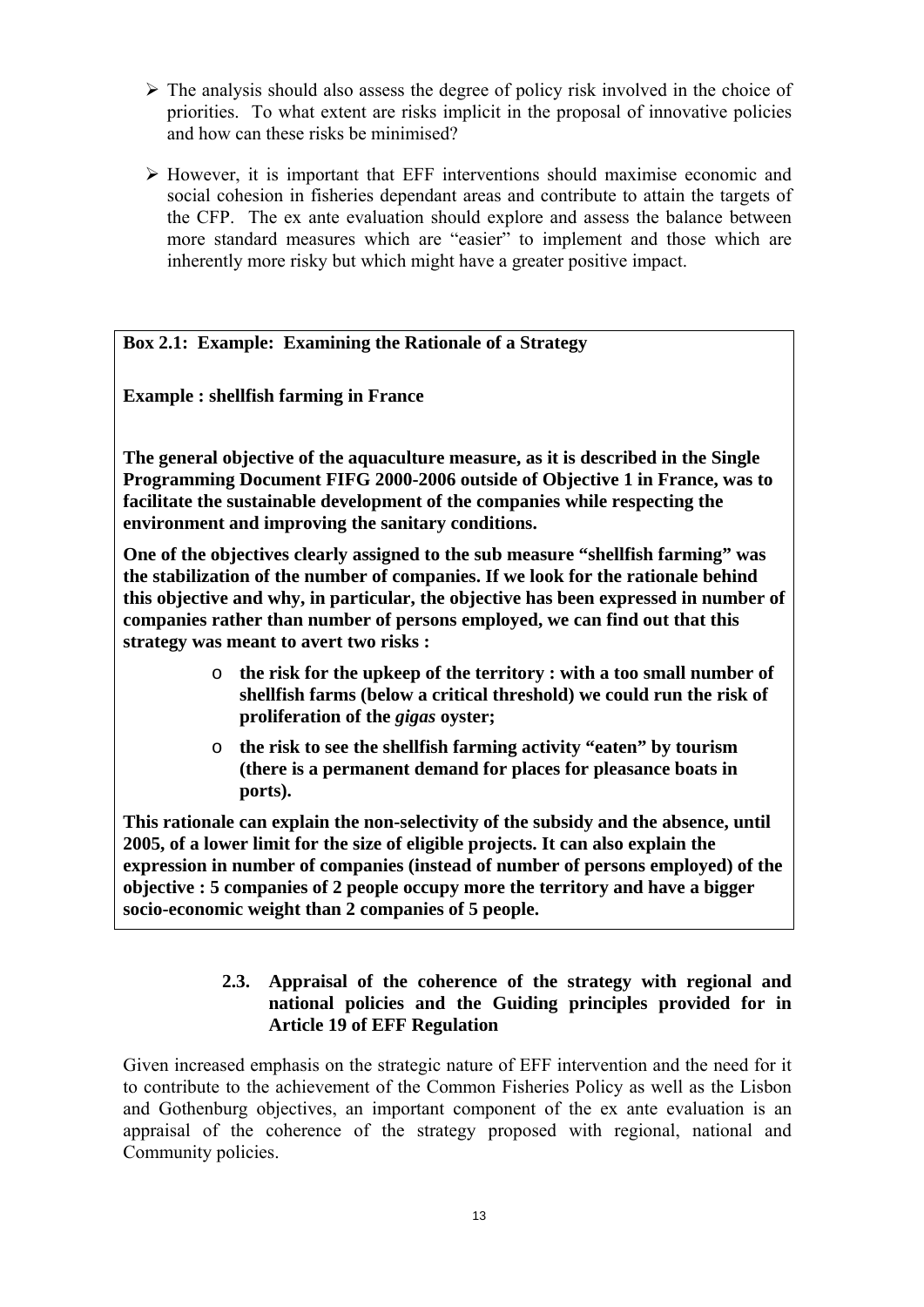- The analysis should also assess the degree of policy risk involved in the choice of priorities. To what extent are risks implicit in the proposal of innovative policies and how can these risks be minimised?

- However, it is important that EFF interventions should maximise economic and social cohesion in fisheries dependant areas and contribute to attain the targets of the CFP. The ex ante evaluation should explore and assess the balance between more standard measures which are "easier" to implement and those which are inherently more risky but which might have a greater positive impact.

**Box 2.1: Example: Examining the Rationale of a Strategy**

**Example : shellfish farming in France**

**The general objective of the aquaculture measure, as it is described in the Single Programming Document FIFG 2000-2006 outside of Objective 1 in France, was to facilitate the sustainable development of the companies while respecting the environment and improving the sanitary conditions.**

**One of the objectives clearly assigned to the sub measure "shellfish farming" was the stabilization of the number of companies. If we look for the rationale behind this objective and why, in particular, the objective has been expressed in number of companies rather than number of persons employed, we can find out that this strategy was meant to avert two risks :**

- **the risk for the upkeep of the territory : with a too small number of shellfish farms (below a critical threshold) we could run the risk of proliferation of the *gigas* oyster;**
- **the risk to see the shellfish farming activity "eaten" by tourism (there is a permanent demand for places for pleasance boats in ports).**

**This rationale can explain the non-selectivity of the subsidy and the absence, until 2005, of a lower limit for the size of eligible projects. It can also explain the expression in number of companies (instead of number of persons employed) of the objective : 5 companies of 2 people occupy more the territory and have a bigger socio-economic weight than 2 companies of 5 people.**

### 2.3. Appraisal of the coherence of the strategy with regional and national policies and the Guiding principles provided for in Article 19 of EFF Regulation

Given increased emphasis on the strategic nature of EFF intervention and the need for it to contribute to the achievement of the Common Fisheries Policy as well as the Lisbon and Gothenburg objectives, an important component of the ex ante evaluation is an appraisal of the coherence of the strategy proposed with regional, national and Community policies.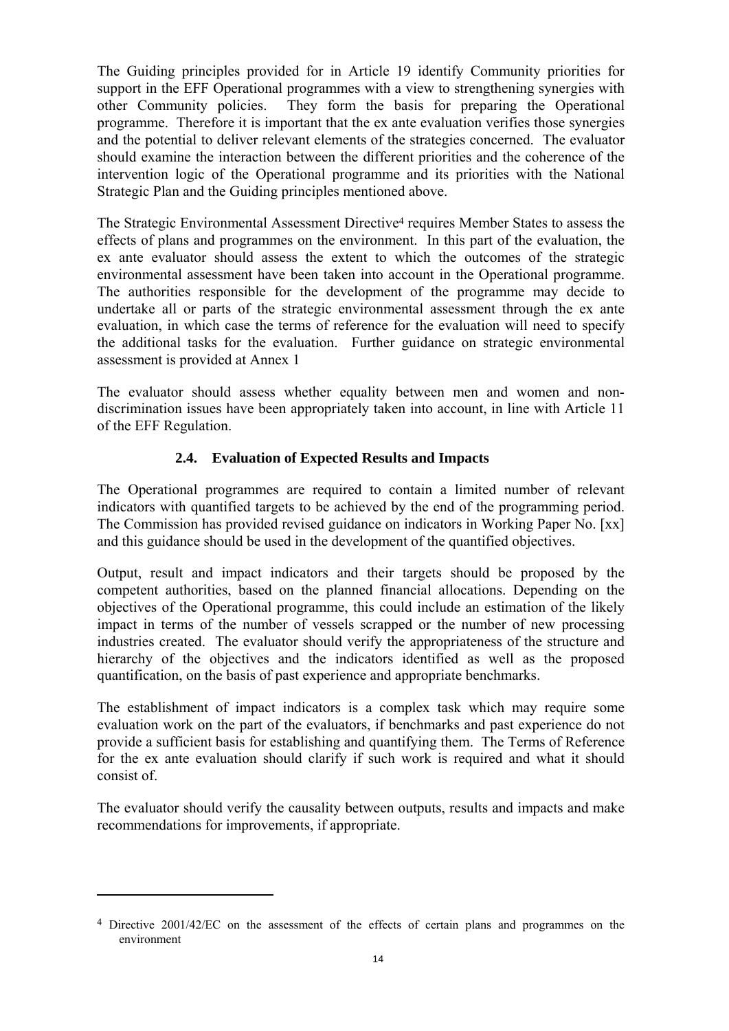The Guiding principles provided for in Article 19 identify Community priorities for support in the EFF Operational programmes with a view to strengthening synergies with other Community policies. They form the basis for preparing the Operational programme. Therefore it is important that the ex ante evaluation verifies those synergies and the potential to deliver relevant elements of the strategies concerned. The evaluator should examine the interaction between the different priorities and the coherence of the intervention logic of the Operational programme and its priorities with the National Strategic Plan and the Guiding principles mentioned above.

The Strategic Environmental Assessment Directive[4] requires Member States to assess the effects of plans and programmes on the environment. In this part of the evaluation, the ex ante evaluator should assess the extent to which the outcomes of the strategic environmental assessment have been taken into account in the Operational programme. The authorities responsible for the development of the programme may decide to undertake all or parts of the strategic environmental assessment through the ex ante evaluation, in which case the terms of reference for the evaluation will need to specify the additional tasks for the evaluation. Further guidance on strategic environmental assessment is provided at Annex 1

The evaluator should assess whether equality between men and women and non-discrimination issues have been appropriately taken into account, in line with Article 11 of the EFF Regulation.

### 2.4. Evaluation of Expected Results and Impacts

The Operational programmes are required to contain a limited number of relevant indicators with quantified targets to be achieved by the end of the programming period. The Commission has provided revised guidance on indicators in Working Paper No. [xx] and this guidance should be used in the development of the quantified objectives.

Output, result and impact indicators and their targets should be proposed by the competent authorities, based on the planned financial allocations. Depending on the objectives of the Operational programme, this could include an estimation of the likely impact in terms of the number of vessels scrapped or the number of new processing industries created. The evaluator should verify the appropriateness of the structure and hierarchy of the objectives and the indicators identified as well as the proposed quantification, on the basis of past experience and appropriate benchmarks.

The establishment of impact indicators is a complex task which may require some evaluation work on the part of the evaluators, if benchmarks and past experience do not provide a sufficient basis for establishing and quantifying them. The Terms of Reference for the ex ante evaluation should clarify if such work is required and what it should consist of.

The evaluator should verify the causality between outputs, results and impacts and make recommendations for improvements, if appropriate.

---

[4] Directive 2001/42/EC on the assessment of the effects of certain plans and programmes on the environment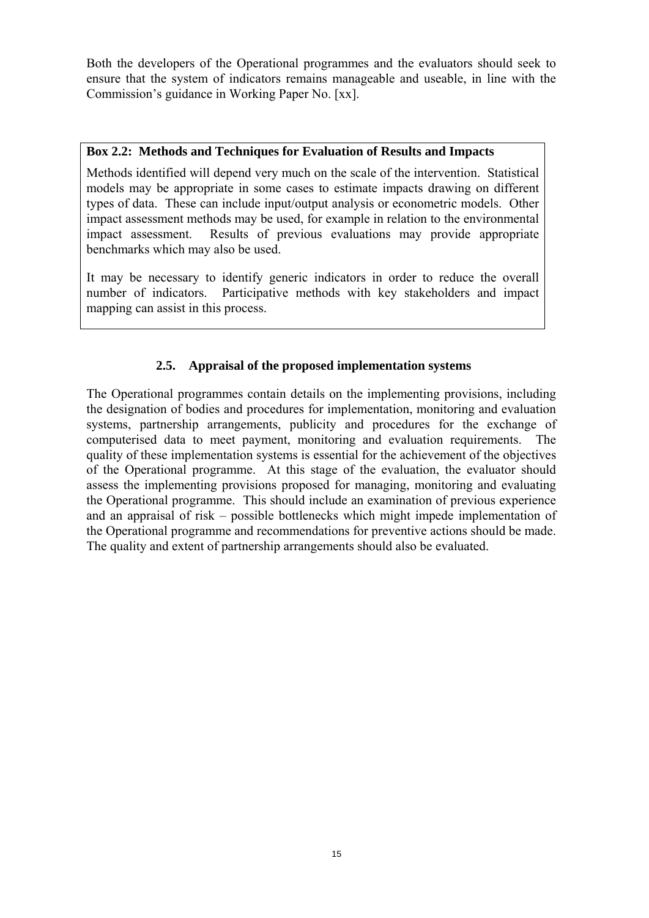Both the developers of the Operational programmes and the evaluators should seek to ensure that the system of indicators remains manageable and useable, in line with the Commission's guidance in Working Paper No. [xx].

**Box 2.2: Methods and Techniques for Evaluation of Results and Impacts**

Methods identified will depend very much on the scale of the intervention. Statistical models may be appropriate in some cases to estimate impacts drawing on different types of data. These can include input/output analysis or econometric models. Other impact assessment methods may be used, for example in relation to the environmental impact assessment. Results of previous evaluations may provide appropriate benchmarks which may also be used.

It may be necessary to identify generic indicators in order to reduce the overall number of indicators. Participative methods with key stakeholders and impact mapping can assist in this process.

### 2.5. Appraisal of the proposed implementation systems

The Operational programmes contain details on the implementing provisions, including the designation of bodies and procedures for implementation, monitoring and evaluation systems, partnership arrangements, publicity and procedures for the exchange of computerised data to meet payment, monitoring and evaluation requirements. The quality of these implementation systems is essential for the achievement of the objectives of the Operational programme. At this stage of the evaluation, the evaluator should assess the implementing provisions proposed for managing, monitoring and evaluating the Operational programme. This should include an examination of previous experience and an appraisal of risk – possible bottlenecks which might impede implementation of the Operational programme and recommendations for preventive actions should be made. The quality and extent of partnership arrangements should also be evaluated.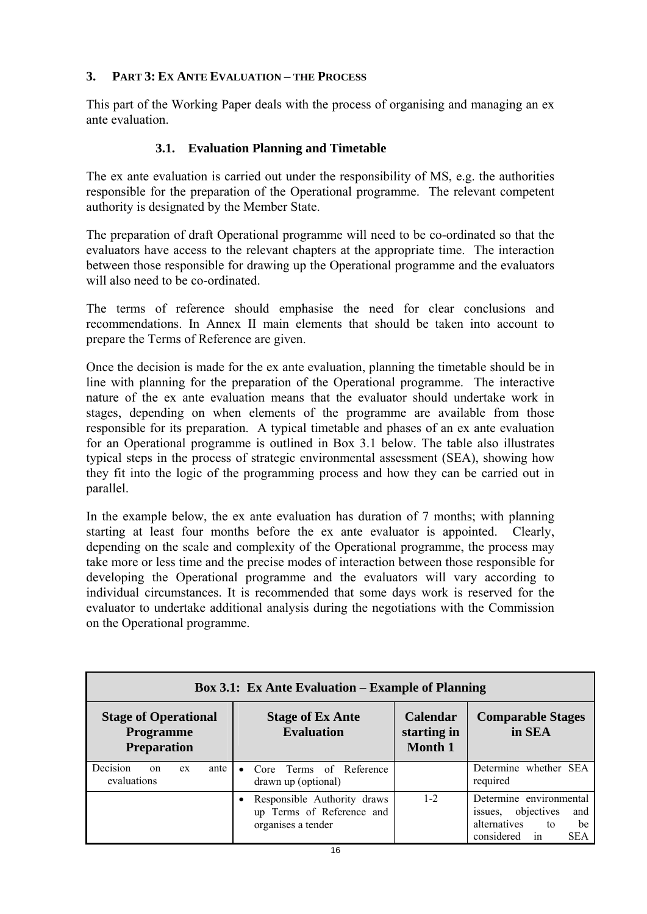# 3. PART 3: EX ANTE EVALUATION – THE PROCESS

This part of the Working Paper deals with the process of organising and managing an ex ante evaluation.

## 3.1. Evaluation Planning and Timetable

The ex ante evaluation is carried out under the responsibility of MS, e.g. the authorities responsible for the preparation of the Operational programme. The relevant competent authority is designated by the Member State.

The preparation of draft Operational programme will need to be co-ordinated so that the evaluators have access to the relevant chapters at the appropriate time. The interaction between those responsible for drawing up the Operational programme and the evaluators will also need to be co-ordinated.

The terms of reference should emphasise the need for clear conclusions and recommendations. In Annex II main elements that should be taken into account to prepare the Terms of Reference are given.

Once the decision is made for the ex ante evaluation, planning the timetable should be in line with planning for the preparation of the Operational programme. The interactive nature of the ex ante evaluation means that the evaluator should undertake work in stages, depending on when elements of the programme are available from those responsible for its preparation. A typical timetable and phases of an ex ante evaluation for an Operational programme is outlined in Box 3.1 below. The table also illustrates typical steps in the process of strategic environmental assessment (SEA), showing how they fit into the logic of the programming process and how they can be carried out in parallel.

In the example below, the ex ante evaluation has duration of 7 months; with planning starting at least four months before the ex ante evaluator is appointed. Clearly, depending on the scale and complexity of the Operational programme, the process may take more or less time and the precise modes of interaction between those responsible for developing the Operational programme and the evaluators will vary according to individual circumstances. It is recommended that some days work is reserved for the evaluator to undertake additional analysis during the negotiations with the Commission on the Operational programme.

**Box 3.1: Ex Ante Evaluation – Example of Planning**

| Stage of Operational Programme Preparation | Stage of Ex Ante Evaluation | Calendar starting in Month 1 | Comparable Stages in SEA |
|---|---|---|---|
| Decision on ex ante evaluations | • Core Terms of Reference drawn up (optional) | | Determine whether SEA required |
| | • Responsible Authority draws up Terms of Reference and organises a tender | 1-2 | Determine environmental issues, objectives and alternatives to be considered in SEA |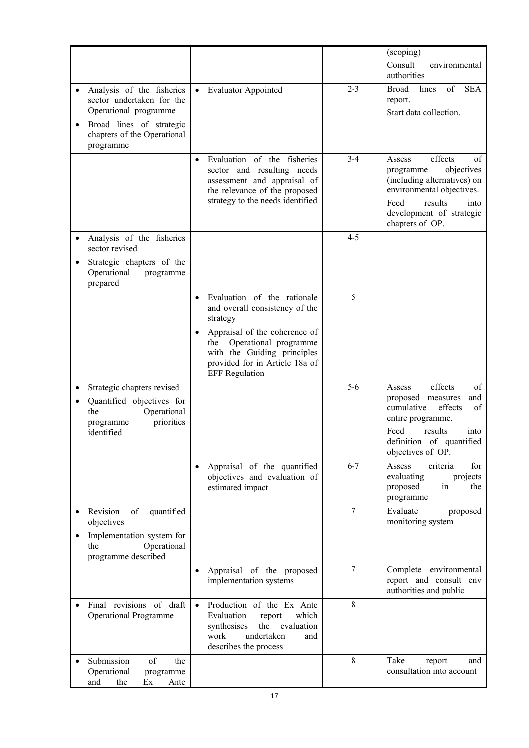| | | | |
|---|---|---|---|
| | | | (scoping)<br>Consult environmental authorities |
| • Analysis of the fisheries sector undertaken for the Operational programme<br>• Broad lines of strategic chapters of the Operational programme | • Evaluator Appointed | 2-3 | Broad lines of SEA report.<br>Start data collection. |
| | • Evaluation of the fisheries sector and resulting needs assessment and appraisal of the relevance of the proposed strategy to the needs identified | 3-4 | Assess effects of programme objectives (including alternatives) on environmental objectives.<br>Feed results into development of strategic chapters of OP. |
| • Analysis of the fisheries sector revised<br>• Strategic chapters of the Operational programme prepared | | 4-5 | |
| | • Evaluation of the rationale and overall consistency of the strategy<br>• Appraisal of the coherence of the Operational programme with the Guiding principles provided for in Article 18a of EFF Regulation | 5 | |
| • Strategic chapters revised<br>• Quantified objectives for the Operational programme priorities identified | | 5-6 | Assess effects of proposed measures and cumulative effects of entire programme.<br>Feed results into definition of quantified objectives of OP. |
| | • Appraisal of the quantified objectives and evaluation of estimated impact | 6-7 | Assess criteria for evaluating projects proposed in the programme |
| • Revision of quantified objectives<br>• Implementation system for the Operational programme described | | 7 | Evaluate proposed monitoring system |
| | • Appraisal of the proposed implementation systems | 7 | Complete environmental report and consult env authorities and public |
| • Final revisions of draft Operational Programme | • Production of the Ex Ante Evaluation report which synthesises the evaluation work undertaken and describes the process | 8 | |
| • Submission of the Operational programme and the Ex Ante | | 8 | Take report and consultation into account |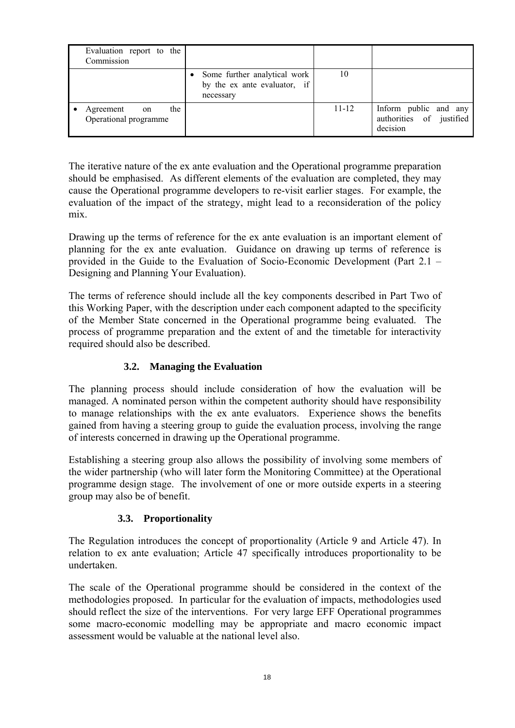| | | | |
|---|---|---|---|
| Evaluation report to the Commission | | | |
| | • Some further analytical work by the ex ante evaluator, if necessary | 10 | |
| • Agreement on the Operational programme | | 11-12 | Inform public and any authorities of justified decision |

The iterative nature of the ex ante evaluation and the Operational programme preparation should be emphasised. As different elements of the evaluation are completed, they may cause the Operational programme developers to re-visit earlier stages. For example, the evaluation of the impact of the strategy, might lead to a reconsideration of the policy mix.

Drawing up the terms of reference for the ex ante evaluation is an important element of planning for the ex ante evaluation. Guidance on drawing up terms of reference is provided in the Guide to the Evaluation of Socio-Economic Development (Part 2.1 – Designing and Planning Your Evaluation).

The terms of reference should include all the key components described in Part Two of this Working Paper, with the description under each component adapted to the specificity of the Member State concerned in the Operational programme being evaluated. The process of programme preparation and the extent of and the timetable for interactivity required should also be described.

### 3.2. Managing the Evaluation

The planning process should include consideration of how the evaluation will be managed. A nominated person within the competent authority should have responsibility to manage relationships with the ex ante evaluators. Experience shows the benefits gained from having a steering group to guide the evaluation process, involving the range of interests concerned in drawing up the Operational programme.

Establishing a steering group also allows the possibility of involving some members of the wider partnership (who will later form the Monitoring Committee) at the Operational programme design stage. The involvement of one or more outside experts in a steering group may also be of benefit.

### 3.3. Proportionality

The Regulation introduces the concept of proportionality (Article 9 and Article 47). In relation to ex ante evaluation; Article 47 specifically introduces proportionality to be undertaken.

The scale of the Operational programme should be considered in the context of the methodologies proposed. In particular for the evaluation of impacts, methodologies used should reflect the size of the interventions. For very large EFF Operational programmes some macro-economic modelling may be appropriate and macro economic impact assessment would be valuable at the national level also.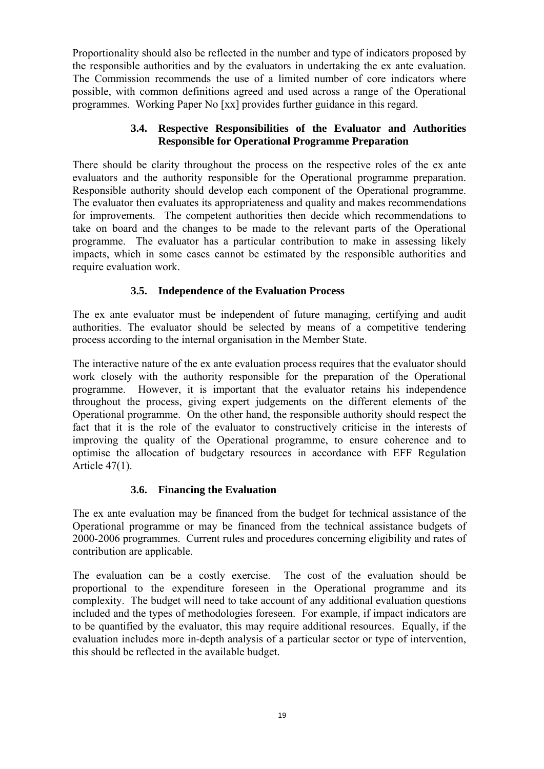Proportionality should also be reflected in the number and type of indicators proposed by the responsible authorities and by the evaluators in undertaking the ex ante evaluation. The Commission recommends the use of a limited number of core indicators where possible, with common definitions agreed and used across a range of the Operational programmes. Working Paper No [xx] provides further guidance in this regard.

### 3.4. Respective Responsibilities of the Evaluator and Authorities Responsible for Operational Programme Preparation

There should be clarity throughout the process on the respective roles of the ex ante evaluators and the authority responsible for the Operational programme preparation. Responsible authority should develop each component of the Operational programme. The evaluator then evaluates its appropriateness and quality and makes recommendations for improvements. The competent authorities then decide which recommendations to take on board and the changes to be made to the relevant parts of the Operational programme. The evaluator has a particular contribution to make in assessing likely impacts, which in some cases cannot be estimated by the responsible authorities and require evaluation work.

### 3.5. Independence of the Evaluation Process

The ex ante evaluator must be independent of future managing, certifying and audit authorities. The evaluator should be selected by means of a competitive tendering process according to the internal organisation in the Member State.

The interactive nature of the ex ante evaluation process requires that the evaluator should work closely with the authority responsible for the preparation of the Operational programme. However, it is important that the evaluator retains his independence throughout the process, giving expert judgements on the different elements of the Operational programme. On the other hand, the responsible authority should respect the fact that it is the role of the evaluator to constructively criticise in the interests of improving the quality of the Operational programme, to ensure coherence and to optimise the allocation of budgetary resources in accordance with EFF Regulation Article 47(1).

### 3.6. Financing the Evaluation

The ex ante evaluation may be financed from the budget for technical assistance of the Operational programme or may be financed from the technical assistance budgets of 2000-2006 programmes. Current rules and procedures concerning eligibility and rates of contribution are applicable.

The evaluation can be a costly exercise. The cost of the evaluation should be proportional to the expenditure foreseen in the Operational programme and its complexity. The budget will need to take account of any additional evaluation questions included and the types of methodologies foreseen. For example, if impact indicators are to be quantified by the evaluator, this may require additional resources. Equally, if the evaluation includes more in-depth analysis of a particular sector or type of intervention, this should be reflected in the available budget.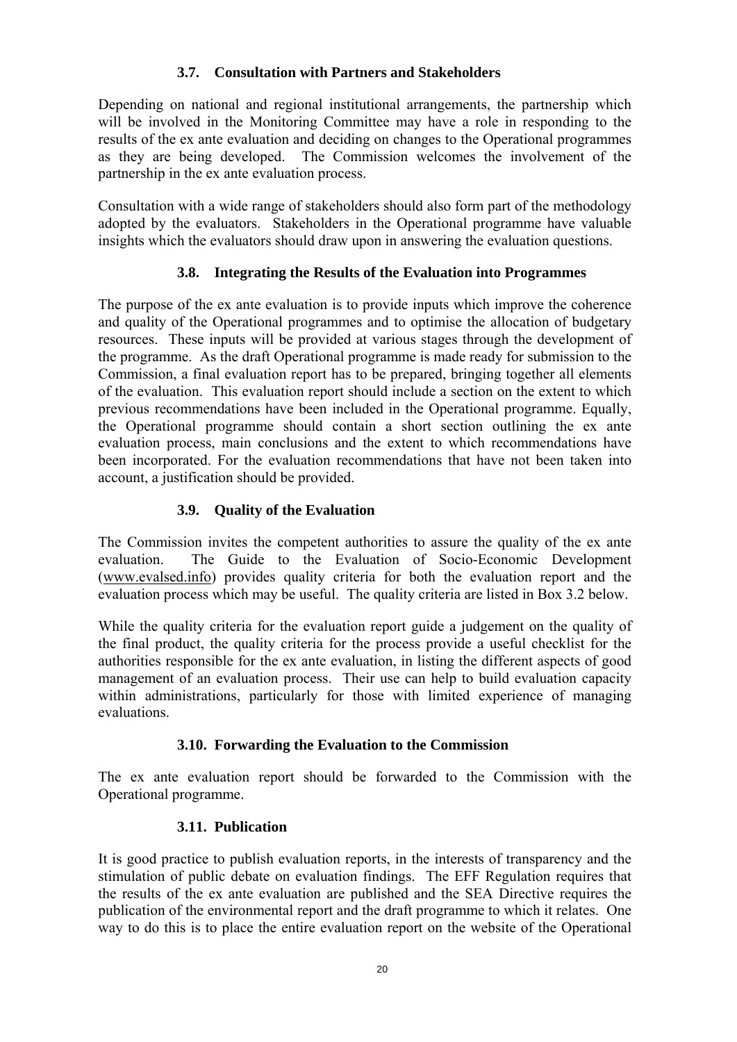### 3.7. Consultation with Partners and Stakeholders

Depending on national and regional institutional arrangements, the partnership which will be involved in the Monitoring Committee may have a role in responding to the results of the ex ante evaluation and deciding on changes to the Operational programmes as they are being developed. The Commission welcomes the involvement of the partnership in the ex ante evaluation process.

Consultation with a wide range of stakeholders should also form part of the methodology adopted by the evaluators. Stakeholders in the Operational programme have valuable insights which the evaluators should draw upon in answering the evaluation questions.

### 3.8. Integrating the Results of the Evaluation into Programmes

The purpose of the ex ante evaluation is to provide inputs which improve the coherence and quality of the Operational programmes and to optimise the allocation of budgetary resources. These inputs will be provided at various stages through the development of the programme. As the draft Operational programme is made ready for submission to the Commission, a final evaluation report has to be prepared, bringing together all elements of the evaluation. This evaluation report should include a section on the extent to which previous recommendations have been included in the Operational programme. Equally, the Operational programme should contain a short section outlining the ex ante evaluation process, main conclusions and the extent to which recommendations have been incorporated. For the evaluation recommendations that have not been taken into account, a justification should be provided.

### 3.9. Quality of the Evaluation

The Commission invites the competent authorities to assure the quality of the ex ante evaluation. The Guide to the Evaluation of Socio-Economic Development (www.evalsed.info) provides quality criteria for both the evaluation report and the evaluation process which may be useful. The quality criteria are listed in Box 3.2 below.

While the quality criteria for the evaluation report guide a judgement on the quality of the final product, the quality criteria for the process provide a useful checklist for the authorities responsible for the ex ante evaluation, in listing the different aspects of good management of an evaluation process. Their use can help to build evaluation capacity within administrations, particularly for those with limited experience of managing evaluations.

### 3.10. Forwarding the Evaluation to the Commission

The ex ante evaluation report should be forwarded to the Commission with the Operational programme.

### 3.11. Publication

It is good practice to publish evaluation reports, in the interests of transparency and the stimulation of public debate on evaluation findings. The EFF Regulation requires that the results of the ex ante evaluation are published and the SEA Directive requires the publication of the environmental report and the draft programme to which it relates. One way to do this is to place the entire evaluation report on the website of the Operational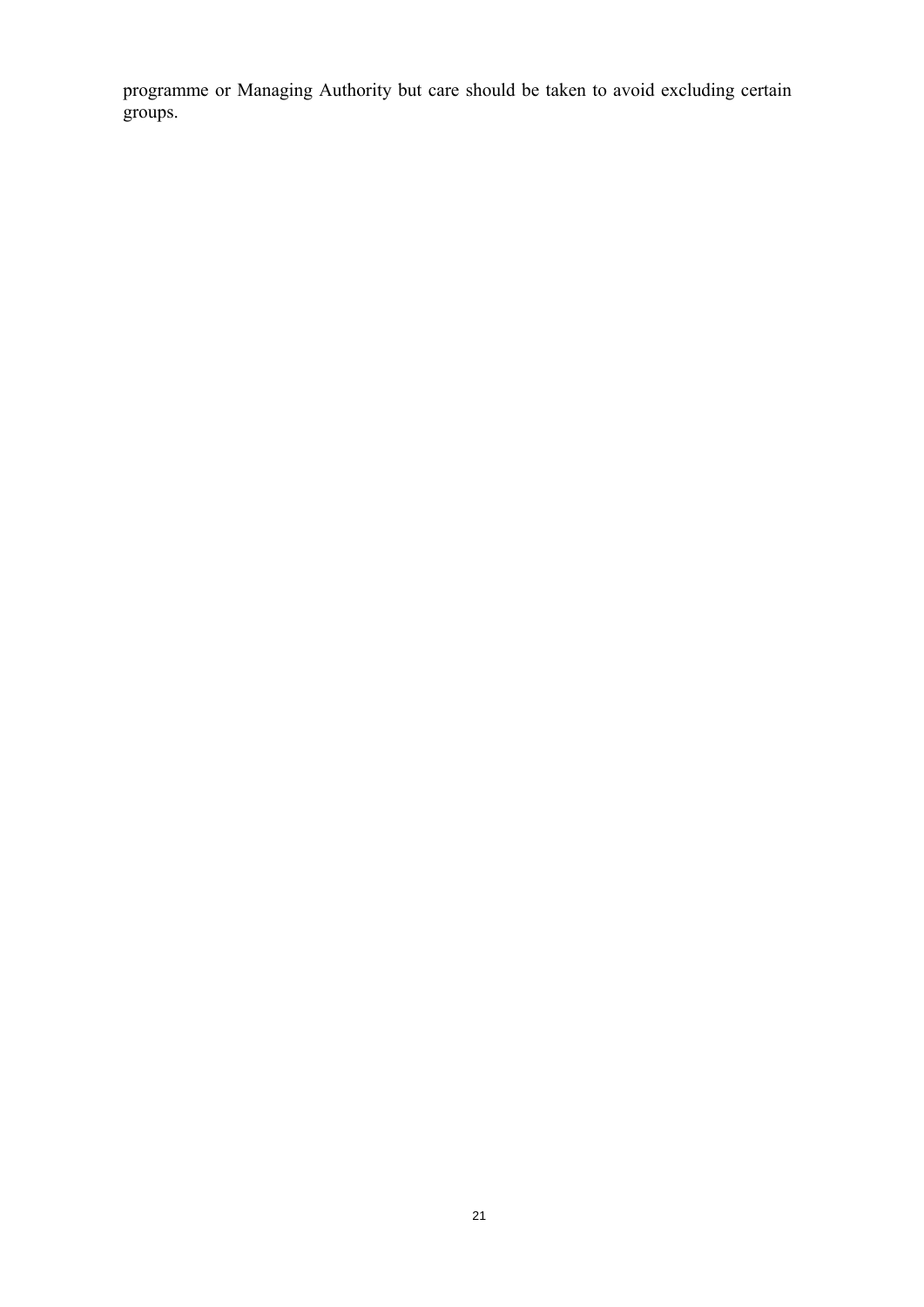programme or Managing Authority but care should be taken to avoid excluding certain groups.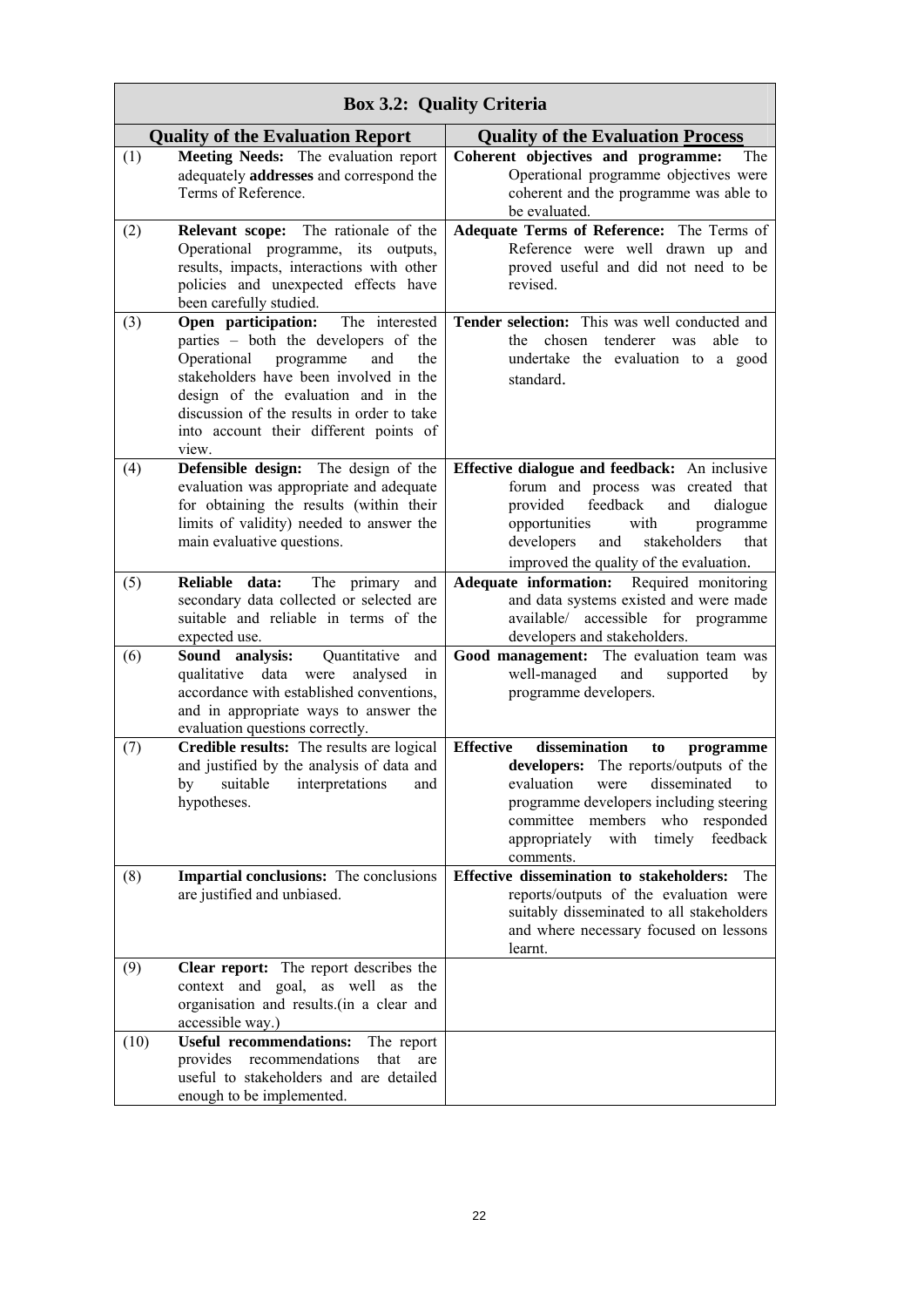| Box 3.2: Quality Criteria | | |
|---|---|---|
| **Quality of the Evaluation Report** | | **Quality of the Evaluation Process** |
| (1) | **Meeting Needs:** The evaluation report adequately **addresses** and correspond the Terms of Reference. | **Coherent objectives and programme:** The Operational programme objectives were coherent and the programme was able to be evaluated. |
| (2) | **Relevant scope:** The rationale of the Operational programme, its outputs, results, impacts, interactions with other policies and unexpected effects have been carefully studied. | **Adequate Terms of Reference:** The Terms of Reference were well drawn up and proved useful and did not need to be revised. |
| (3) | **Open participation:** The interested parties – both the developers of the Operational programme and the stakeholders have been involved in the design of the evaluation and in the discussion of the results in order to take into account their different points of view. | **Tender selection:** This was well conducted and the chosen tenderer was able to undertake the evaluation to a good standard. |
| (4) | **Defensible design:** The design of the evaluation was appropriate and adequate for obtaining the results (within their limits of validity) needed to answer the main evaluative questions. | **Effective dialogue and feedback:** An inclusive forum and process was created that provided feedback and dialogue opportunities with programme developers and stakeholders that improved the quality of the evaluation. |
| (5) | **Reliable data:** The primary and secondary data collected or selected are suitable and reliable in terms of the expected use. | **Adequate information:** Required monitoring and data systems existed and were made available/ accessible for programme developers and stakeholders. |
| (6) | **Sound analysis:** Quantitative and qualitative data were analysed in accordance with established conventions, and in appropriate ways to answer the evaluation questions correctly. | **Good management:** The evaluation team was well-managed and supported by programme developers. |
| (7) | **Credible results:** The results are logical and justified by the analysis of data and by suitable interpretations and hypotheses. | **Effective dissemination to programme developers:** The reports/outputs of the evaluation were disseminated to programme developers including steering committee members who responded appropriately with timely feedback comments. |
| (8) | **Impartial conclusions:** The conclusions are justified and unbiased. | **Effective dissemination to stakeholders:** The reports/outputs of the evaluation were suitably disseminated to all stakeholders and where necessary focused on lessons learnt. |
| (9) | **Clear report:** The report describes the context and goal, as well as the organisation and results.(in a clear and accessible way.) | |
| (10) | **Useful recommendations:** The report provides recommendations that are useful to stakeholders and are detailed enough to be implemented. | |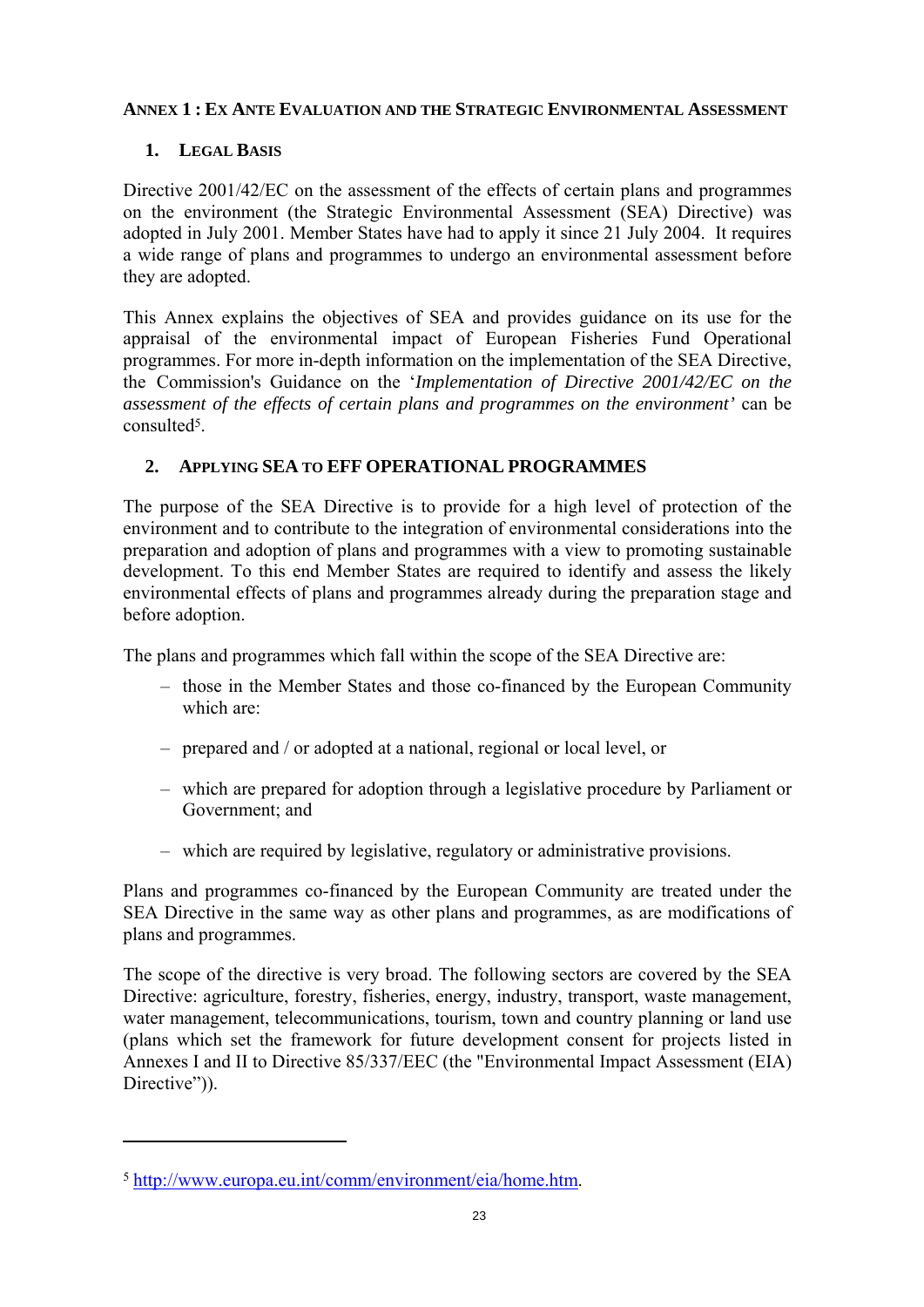## ANNEX 1 : EX ANTE EVALUATION AND THE STRATEGIC ENVIRONMENTAL ASSESSMENT

### 1. LEGAL BASIS

Directive 2001/42/EC on the assessment of the effects of certain plans and programmes on the environment (the Strategic Environmental Assessment (SEA) Directive) was adopted in July 2001. Member States have had to apply it since 21 July 2004. It requires a wide range of plans and programmes to undergo an environmental assessment before they are adopted.

This Annex explains the objectives of SEA and provides guidance on its use for the appraisal of the environmental impact of European Fisheries Fund Operational programmes. For more in-depth information on the implementation of the SEA Directive, the Commission's Guidance on the '*Implementation of Directive 2001/42/EC on the assessment of the effects of certain plans and programmes on the environment'* can be consulted[5].

### 2. APPLYING SEA TO EFF OPERATIONAL PROGRAMMES

The purpose of the SEA Directive is to provide for a high level of protection of the environment and to contribute to the integration of environmental considerations into the preparation and adoption of plans and programmes with a view to promoting sustainable development. To this end Member States are required to identify and assess the likely environmental effects of plans and programmes already during the preparation stage and before adoption.

The plans and programmes which fall within the scope of the SEA Directive are:

- those in the Member States and those co-financed by the European Community which are:
- prepared and / or adopted at a national, regional or local level, or
- which are prepared for adoption through a legislative procedure by Parliament or Government; and
- which are required by legislative, regulatory or administrative provisions.

Plans and programmes co-financed by the European Community are treated under the SEA Directive in the same way as other plans and programmes, as are modifications of plans and programmes.

The scope of the directive is very broad. The following sectors are covered by the SEA Directive: agriculture, forestry, fisheries, energy, industry, transport, waste management, water management, telecommunications, tourism, town and country planning or land use (plans which set the framework for future development consent for projects listed in Annexes I and II to Directive 85/337/EEC (the "Environmental Impact Assessment (EIA) Directive")).

---

[5] http://www.europa.eu.int/comm/environment/eia/home.htm.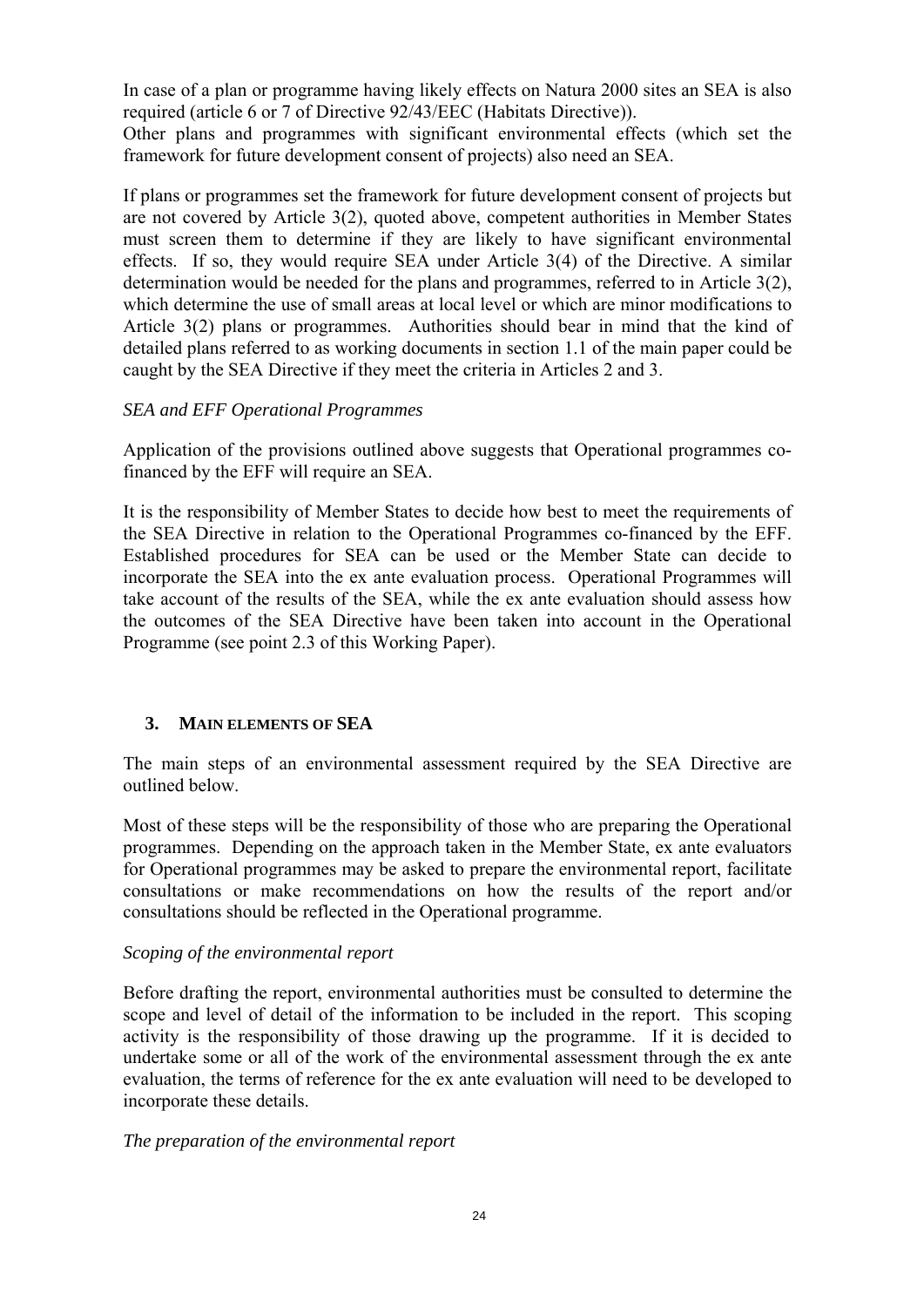In case of a plan or programme having likely effects on Natura 2000 sites an SEA is also required (article 6 or 7 of Directive 92/43/EEC (Habitats Directive)).
Other plans and programmes with significant environmental effects (which set the framework for future development consent of projects) also need an SEA.

If plans or programmes set the framework for future development consent of projects but are not covered by Article 3(2), quoted above, competent authorities in Member States must screen them to determine if they are likely to have significant environmental effects. If so, they would require SEA under Article 3(4) of the Directive. A similar determination would be needed for the plans and programmes, referred to in Article 3(2), which determine the use of small areas at local level or which are minor modifications to Article 3(2) plans or programmes. Authorities should bear in mind that the kind of detailed plans referred to as working documents in section 1.1 of the main paper could be caught by the SEA Directive if they meet the criteria in Articles 2 and 3.

*SEA and EFF Operational Programmes*

Application of the provisions outlined above suggests that Operational programmes co-financed by the EFF will require an SEA.

It is the responsibility of Member States to decide how best to meet the requirements of the SEA Directive in relation to the Operational Programmes co-financed by the EFF. Established procedures for SEA can be used or the Member State can decide to incorporate the SEA into the ex ante evaluation process. Operational Programmes will take account of the results of the SEA, while the ex ante evaluation should assess how the outcomes of the SEA Directive have been taken into account in the Operational Programme (see point 2.3 of this Working Paper).

## 3. MAIN ELEMENTS OF SEA

The main steps of an environmental assessment required by the SEA Directive are outlined below.

Most of these steps will be the responsibility of those who are preparing the Operational programmes. Depending on the approach taken in the Member State, ex ante evaluators for Operational programmes may be asked to prepare the environmental report, facilitate consultations or make recommendations on how the results of the report and/or consultations should be reflected in the Operational programme.

*Scoping of the environmental report*

Before drafting the report, environmental authorities must be consulted to determine the scope and level of detail of the information to be included in the report. This scoping activity is the responsibility of those drawing up the programme. If it is decided to undertake some or all of the work of the environmental assessment through the ex ante evaluation, the terms of reference for the ex ante evaluation will need to be developed to incorporate these details.

*The preparation of the environmental report*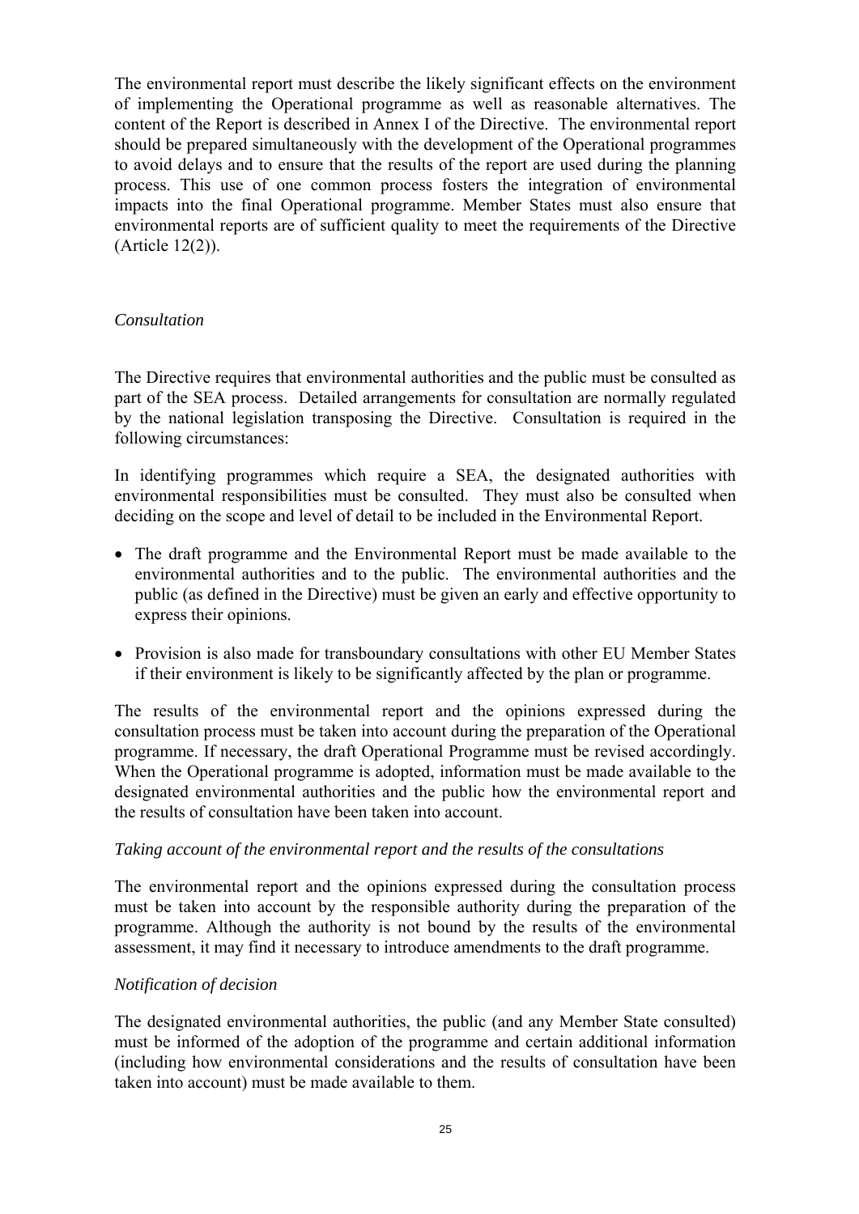The environmental report must describe the likely significant effects on the environment of implementing the Operational programme as well as reasonable alternatives. The content of the Report is described in Annex I of the Directive. The environmental report should be prepared simultaneously with the development of the Operational programmes to avoid delays and to ensure that the results of the report are used during the planning process. This use of one common process fosters the integration of environmental impacts into the final Operational programme. Member States must also ensure that environmental reports are of sufficient quality to meet the requirements of the Directive (Article 12(2)).

*Consultation*

The Directive requires that environmental authorities and the public must be consulted as part of the SEA process. Detailed arrangements for consultation are normally regulated by the national legislation transposing the Directive. Consultation is required in the following circumstances:

In identifying programmes which require a SEA, the designated authorities with environmental responsibilities must be consulted. They must also be consulted when deciding on the scope and level of detail to be included in the Environmental Report.

- The draft programme and the Environmental Report must be made available to the environmental authorities and to the public. The environmental authorities and the public (as defined in the Directive) must be given an early and effective opportunity to express their opinions.
- Provision is also made for transboundary consultations with other EU Member States if their environment is likely to be significantly affected by the plan or programme.

The results of the environmental report and the opinions expressed during the consultation process must be taken into account during the preparation of the Operational programme. If necessary, the draft Operational Programme must be revised accordingly. When the Operational programme is adopted, information must be made available to the designated environmental authorities and the public how the environmental report and the results of consultation have been taken into account.

*Taking account of the environmental report and the results of the consultations*

The environmental report and the opinions expressed during the consultation process must be taken into account by the responsible authority during the preparation of the programme. Although the authority is not bound by the results of the environmental assessment, it may find it necessary to introduce amendments to the draft programme.

*Notification of decision*

The designated environmental authorities, the public (and any Member State consulted) must be informed of the adoption of the programme and certain additional information (including how environmental considerations and the results of consultation have been taken into account) must be made available to them.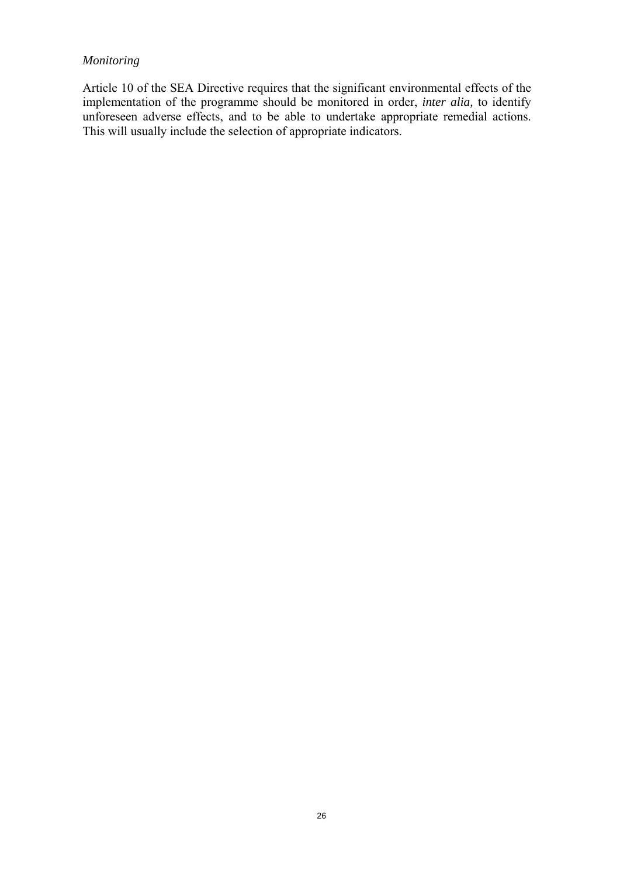*Monitoring*

Article 10 of the SEA Directive requires that the significant environmental effects of the implementation of the programme should be monitored in order, *inter alia,* to identify unforeseen adverse effects, and to be able to undertake appropriate remedial actions. This will usually include the selection of appropriate indicators.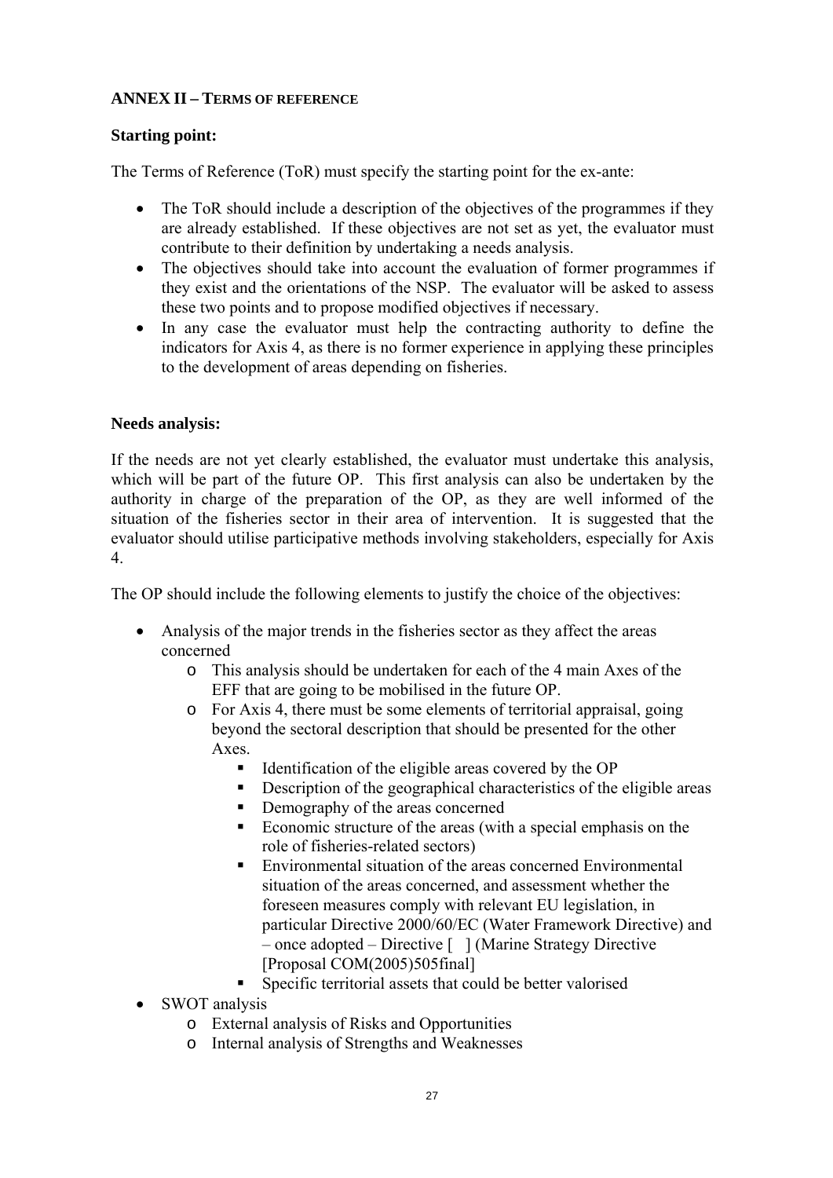## ANNEX II – TERMS OF REFERENCE

**Starting point:**

The Terms of Reference (ToR) must specify the starting point for the ex-ante:

- The ToR should include a description of the objectives of the programmes if they are already established. If these objectives are not set as yet, the evaluator must contribute to their definition by undertaking a needs analysis.
- The objectives should take into account the evaluation of former programmes if they exist and the orientations of the NSP. The evaluator will be asked to assess these two points and to propose modified objectives if necessary.
- In any case the evaluator must help the contracting authority to define the indicators for Axis 4, as there is no former experience in applying these principles to the development of areas depending on fisheries.

**Needs analysis:**

If the needs are not yet clearly established, the evaluator must undertake this analysis, which will be part of the future OP. This first analysis can also be undertaken by the authority in charge of the preparation of the OP, as they are well informed of the situation of the fisheries sector in their area of intervention. It is suggested that the evaluator should utilise participative methods involving stakeholders, especially for Axis 4.

The OP should include the following elements to justify the choice of the objectives:

- Analysis of the major trends in the fisheries sector as they affect the areas concerned
  - This analysis should be undertaken for each of the 4 main Axes of the EFF that are going to be mobilised in the future OP.
  - For Axis 4, there must be some elements of territorial appraisal, going beyond the sectoral description that should be presented for the other Axes.
    - Identification of the eligible areas covered by the OP
    - Description of the geographical characteristics of the eligible areas
    - Demography of the areas concerned
    - Economic structure of the areas (with a special emphasis on the role of fisheries-related sectors)
    - Environmental situation of the areas concerned Environmental situation of the areas concerned, and assessment whether the foreseen measures comply with relevant EU legislation, in particular Directive 2000/60/EC (Water Framework Directive) and – once adopted – Directive [ ] (Marine Strategy Directive [Proposal COM(2005)505final]
    - Specific territorial assets that could be better valorised
- SWOT analysis
  - External analysis of Risks and Opportunities
  - Internal analysis of Strengths and Weaknesses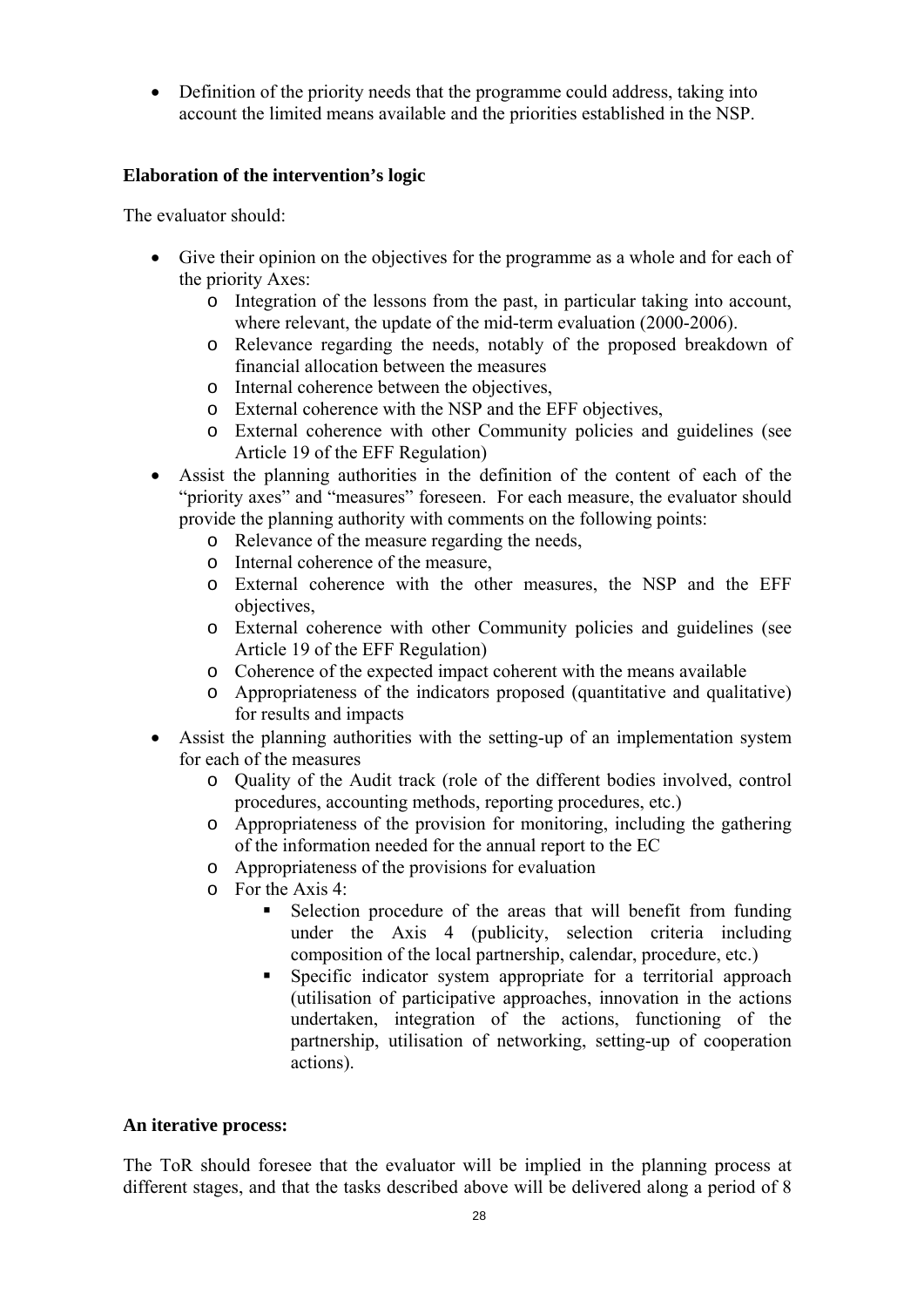- Definition of the priority needs that the programme could address, taking into account the limited means available and the priorities established in the NSP.

**Elaboration of the intervention's logic**

The evaluator should:

- Give their opinion on the objectives for the programme as a whole and for each of the priority Axes:
    - Integration of the lessons from the past, in particular taking into account, where relevant, the update of the mid-term evaluation (2000-2006).
    - Relevance regarding the needs, notably of the proposed breakdown of financial allocation between the measures
    - Internal coherence between the objectives,
    - External coherence with the NSP and the EFF objectives,
    - External coherence with other Community policies and guidelines (see Article 19 of the EFF Regulation)
- Assist the planning authorities in the definition of the content of each of the "priority axes" and "measures" foreseen. For each measure, the evaluator should provide the planning authority with comments on the following points:
    - Relevance of the measure regarding the needs,
    - Internal coherence of the measure,
    - External coherence with the other measures, the NSP and the EFF objectives,
    - External coherence with other Community policies and guidelines (see Article 19 of the EFF Regulation)
    - Coherence of the expected impact coherent with the means available
    - Appropriateness of the indicators proposed (quantitative and qualitative) for results and impacts
- Assist the planning authorities with the setting-up of an implementation system for each of the measures
    - Quality of the Audit track (role of the different bodies involved, control procedures, accounting methods, reporting procedures, etc.)
    - Appropriateness of the provision for monitoring, including the gathering of the information needed for the annual report to the EC
    - Appropriateness of the provisions for evaluation
    - For the Axis 4:
        - Selection procedure of the areas that will benefit from funding under the Axis 4 (publicity, selection criteria including composition of the local partnership, calendar, procedure, etc.)
        - Specific indicator system appropriate for a territorial approach (utilisation of participative approaches, innovation in the actions undertaken, integration of the actions, functioning of the partnership, utilisation of networking, setting-up of cooperation actions).

**An iterative process:**

The ToR should foresee that the evaluator will be implied in the planning process at different stages, and that the tasks described above will be delivered along a period of 8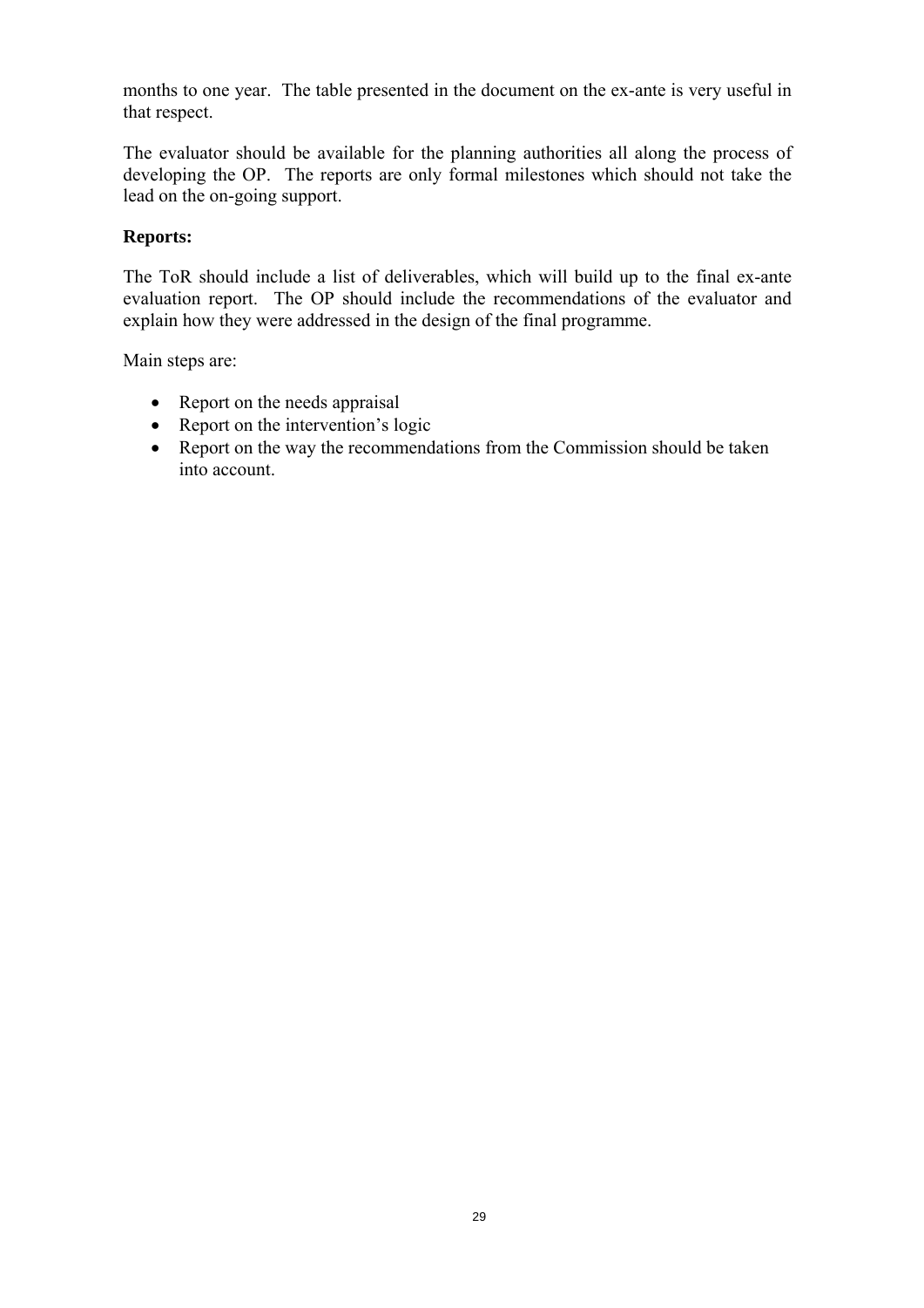months to one year. The table presented in the document on the ex-ante is very useful in that respect.

The evaluator should be available for the planning authorities all along the process of developing the OP. The reports are only formal milestones which should not take the lead on the on-going support.

**Reports:**

The ToR should include a list of deliverables, which will build up to the final ex-ante evaluation report. The OP should include the recommendations of the evaluator and explain how they were addressed in the design of the final programme.

Main steps are:

- Report on the needs appraisal
- Report on the intervention's logic
- Report on the way the recommendations from the Commission should be taken into account.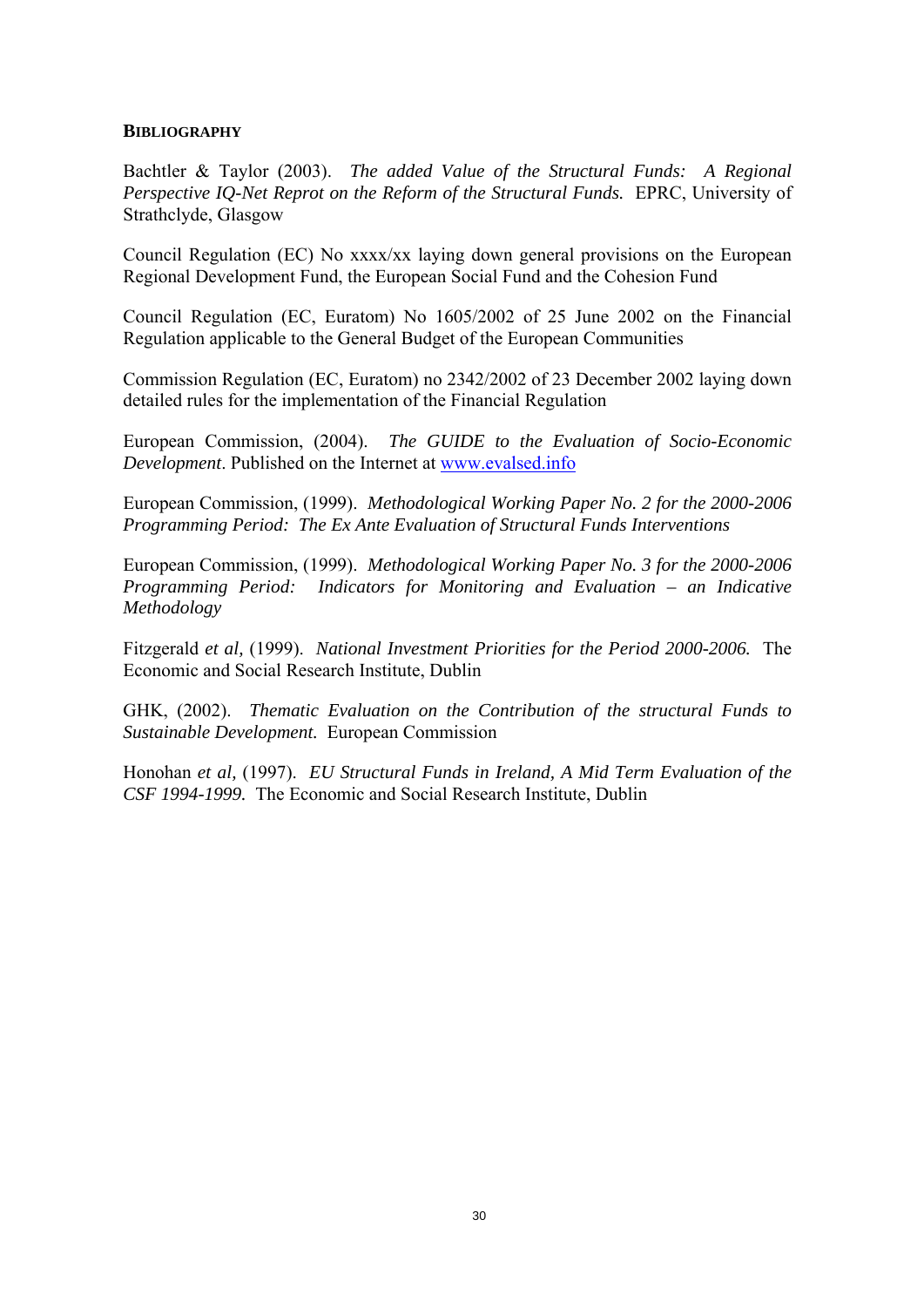## BIBLIOGRAPHY

Bachtler & Taylor (2003). *The added Value of the Structural Funds: A Regional Perspective IQ-Net Reprot on the Reform of the Structural Funds.* EPRC, University of Strathclyde, Glasgow

Council Regulation (EC) No xxxx/xx laying down general provisions on the European Regional Development Fund, the European Social Fund and the Cohesion Fund

Council Regulation (EC, Euratom) No 1605/2002 of 25 June 2002 on the Financial Regulation applicable to the General Budget of the European Communities

Commission Regulation (EC, Euratom) no 2342/2002 of 23 December 2002 laying down detailed rules for the implementation of the Financial Regulation

European Commission, (2004). *The GUIDE to the Evaluation of Socio-Economic Development*. Published on the Internet at www.evalsed.info

European Commission, (1999). *Methodological Working Paper No. 2 for the 2000-2006 Programming Period: The Ex Ante Evaluation of Structural Funds Interventions*

European Commission, (1999). *Methodological Working Paper No. 3 for the 2000-2006 Programming Period: Indicators for Monitoring and Evaluation – an Indicative Methodology*

Fitzgerald *et al,* (1999). *National Investment Priorities for the Period 2000-2006.* The Economic and Social Research Institute, Dublin

GHK, (2002). *Thematic Evaluation on the Contribution of the structural Funds to Sustainable Development.* European Commission

Honohan *et al,* (1997). *EU Structural Funds in Ireland, A Mid Term Evaluation of the CSF 1994-1999.* The Economic and Social Research Institute, Dublin